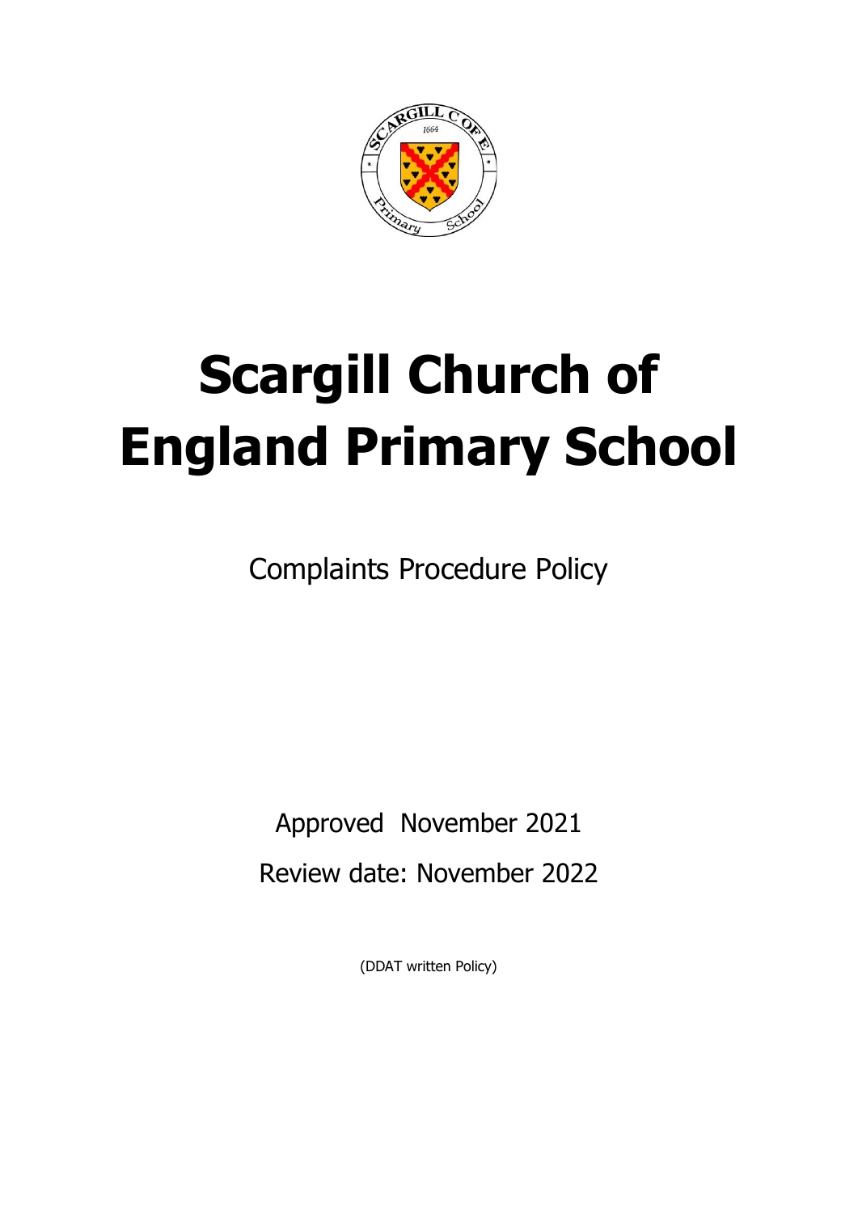# Scargill Church of England Primary School

Complaints Procedure Policy

Approved November 2021

Review date: November 2022

(DDAT written Policy)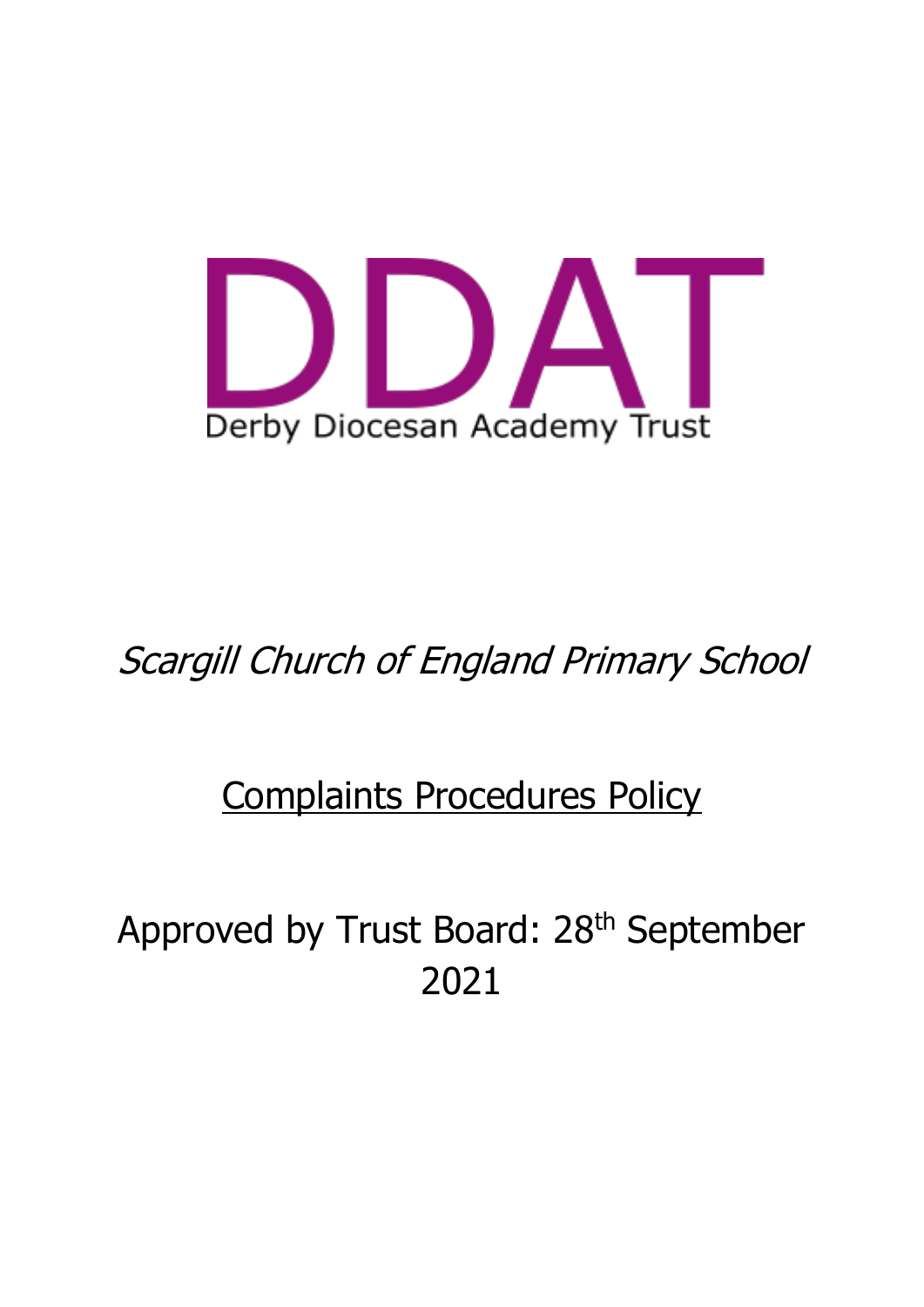# DDAT

Derby Diocesan Academy Trust

*Scargill Church of England Primary School*

Complaints Procedures Policy

Approved by Trust Board: 28th September 2021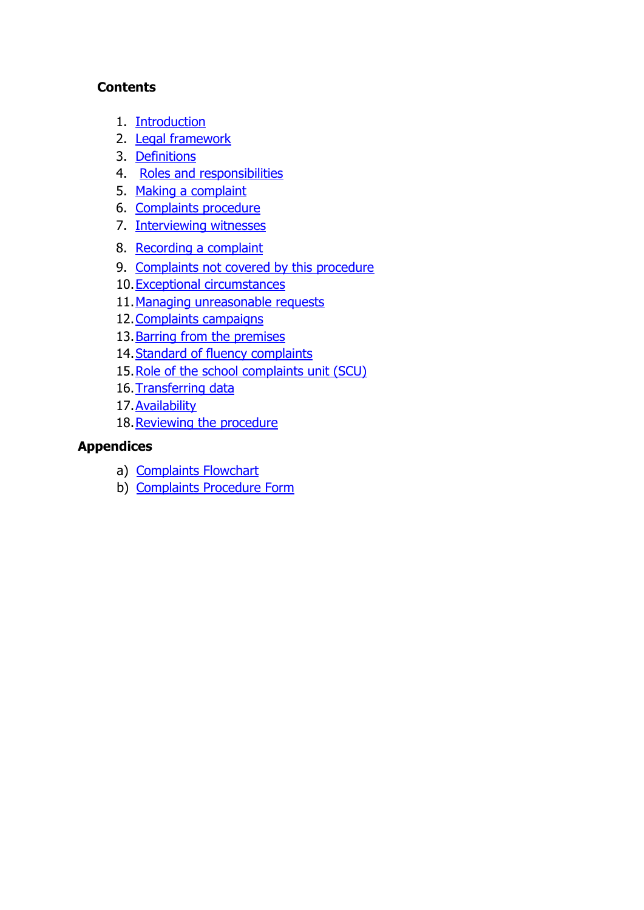**Contents**

1. Introduction
2. Legal framework
3. Definitions
4. Roles and responsibilities
5. Making a complaint
6. Complaints procedure
7. Interviewing witnesses
8. Recording a complaint
9. Complaints not covered by this procedure
10. Exceptional circumstances
11. Managing unreasonable requests
12. Complaints campaigns
13. Barring from the premises
14. Standard of fluency complaints
15. Role of the school complaints unit (SCU)
16. Transferring data
17. Availability
18. Reviewing the procedure

**Appendices**

a) Complaints Flowchart
b) Complaints Procedure Form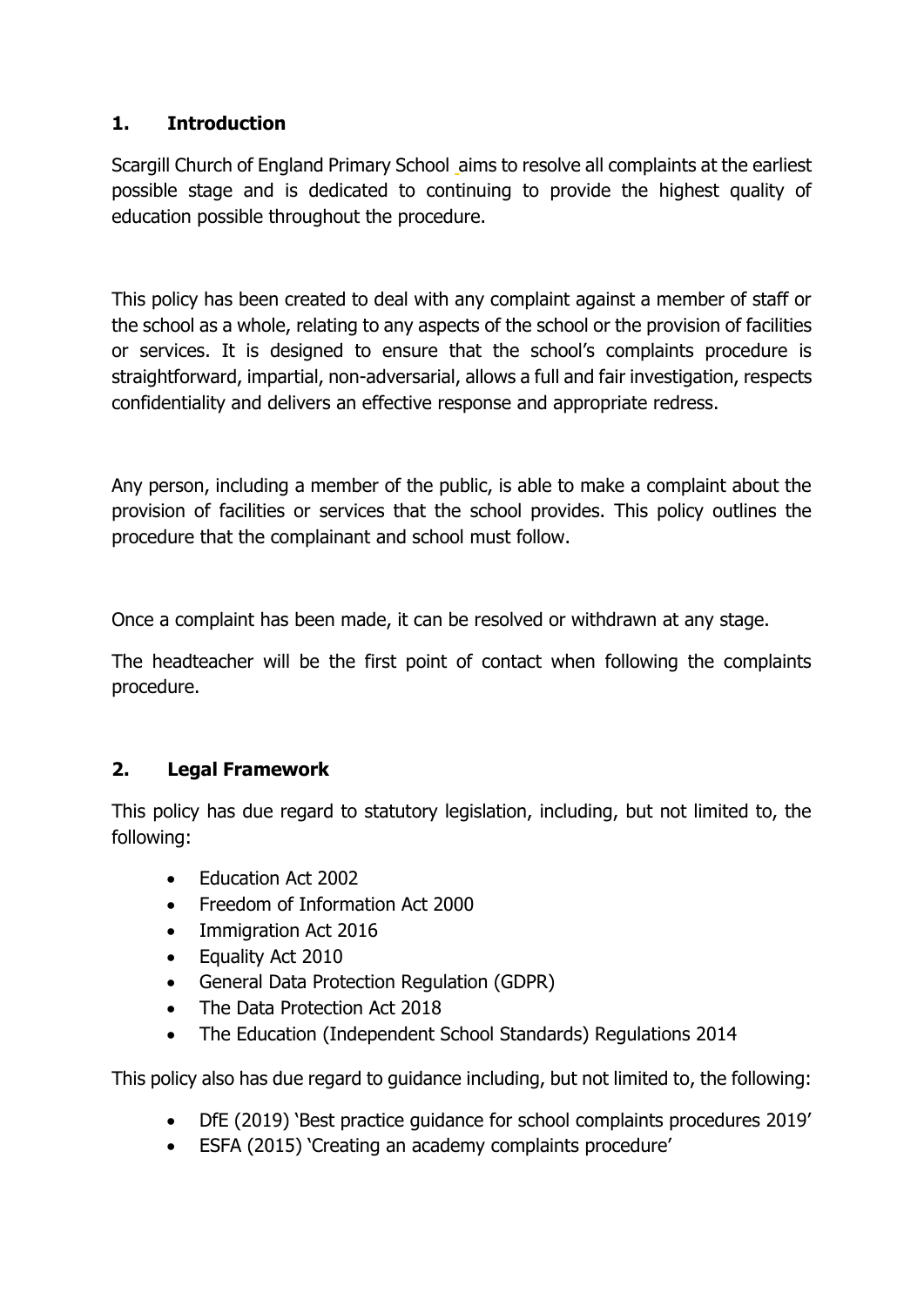## 1. Introduction

Scargill Church of England Primary School aims to resolve all complaints at the earliest possible stage and is dedicated to continuing to provide the highest quality of education possible throughout the procedure.

This policy has been created to deal with any complaint against a member of staff or the school as a whole, relating to any aspects of the school or the provision of facilities or services. It is designed to ensure that the school's complaints procedure is straightforward, impartial, non-adversarial, allows a full and fair investigation, respects confidentiality and delivers an effective response and appropriate redress.

Any person, including a member of the public, is able to make a complaint about the provision of facilities or services that the school provides. This policy outlines the procedure that the complainant and school must follow.

Once a complaint has been made, it can be resolved or withdrawn at any stage.

The headteacher will be the first point of contact when following the complaints procedure.

## 2. Legal Framework

This policy has due regard to statutory legislation, including, but not limited to, the following:

- Education Act 2002
- Freedom of Information Act 2000
- Immigration Act 2016
- Equality Act 2010
- General Data Protection Regulation (GDPR)
- The Data Protection Act 2018
- The Education (Independent School Standards) Regulations 2014

This policy also has due regard to guidance including, but not limited to, the following:

- DfE (2019) 'Best practice guidance for school complaints procedures 2019'
- ESFA (2015) 'Creating an academy complaints procedure'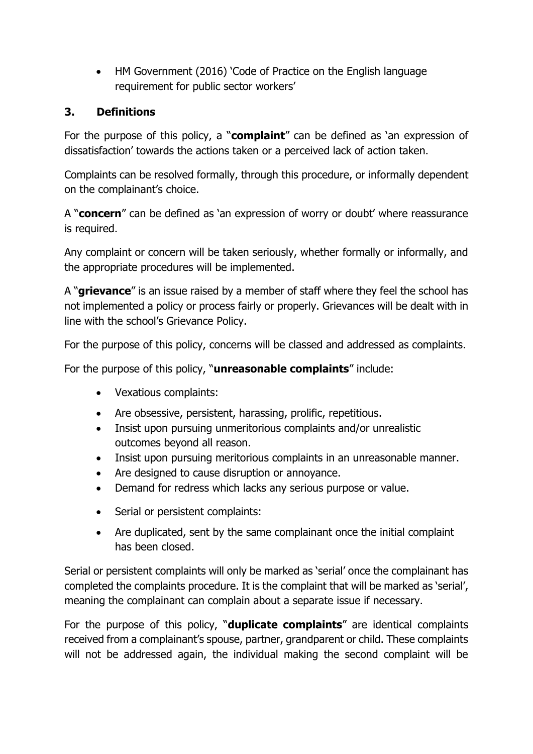- HM Government (2016) 'Code of Practice on the English language requirement for public sector workers'

## 3. Definitions

For the purpose of this policy, a "**complaint**" can be defined as 'an expression of dissatisfaction' towards the actions taken or a perceived lack of action taken.

Complaints can be resolved formally, through this procedure, or informally dependent on the complainant's choice.

A "**concern**" can be defined as 'an expression of worry or doubt' where reassurance is required.

Any complaint or concern will be taken seriously, whether formally or informally, and the appropriate procedures will be implemented.

A "**grievance**" is an issue raised by a member of staff where they feel the school has not implemented a policy or process fairly or properly. Grievances will be dealt with in line with the school's Grievance Policy.

For the purpose of this policy, concerns will be classed and addressed as complaints.

For the purpose of this policy, "**unreasonable complaints**" include:

- Vexatious complaints:
- Are obsessive, persistent, harassing, prolific, repetitious.
- Insist upon pursuing unmeritorious complaints and/or unrealistic outcomes beyond all reason.
- Insist upon pursuing meritorious complaints in an unreasonable manner.
- Are designed to cause disruption or annoyance.
- Demand for redress which lacks any serious purpose or value.

- Serial or persistent complaints:
- Are duplicated, sent by the same complainant once the initial complaint has been closed.

Serial or persistent complaints will only be marked as 'serial' once the complainant has completed the complaints procedure. It is the complaint that will be marked as 'serial', meaning the complainant can complain about a separate issue if necessary.

For the purpose of this policy, "**duplicate complaints**" are identical complaints received from a complainant's spouse, partner, grandparent or child. These complaints will not be addressed again, the individual making the second complaint will be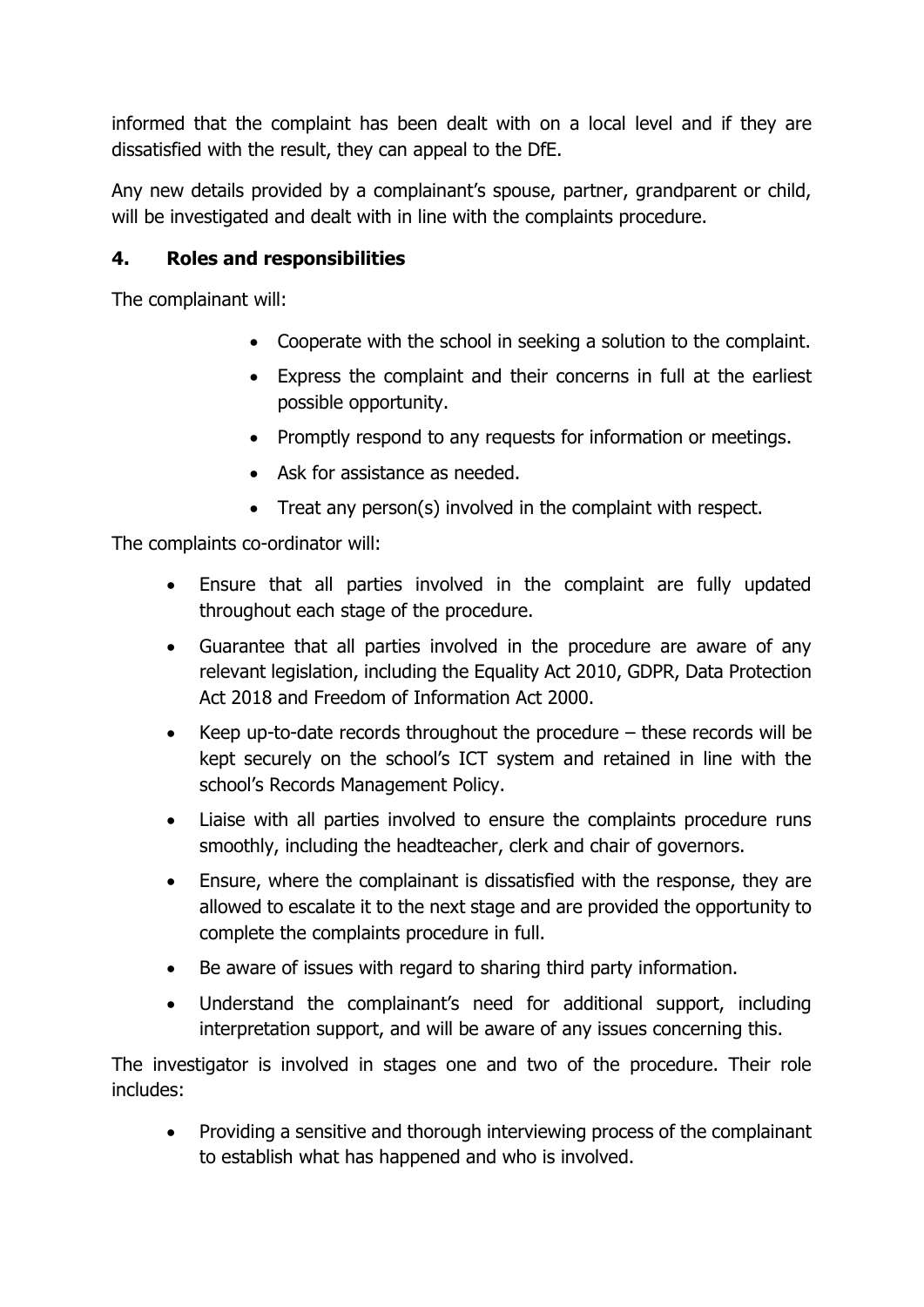informed that the complaint has been dealt with on a local level and if they are dissatisfied with the result, they can appeal to the DfE.

Any new details provided by a complainant's spouse, partner, grandparent or child, will be investigated and dealt with in line with the complaints procedure.

## 4. Roles and responsibilities

The complainant will:

- Cooperate with the school in seeking a solution to the complaint.
- Express the complaint and their concerns in full at the earliest possible opportunity.
- Promptly respond to any requests for information or meetings.
- Ask for assistance as needed.
- Treat any person(s) involved in the complaint with respect.

The complaints co-ordinator will:

- Ensure that all parties involved in the complaint are fully updated throughout each stage of the procedure.
- Guarantee that all parties involved in the procedure are aware of any relevant legislation, including the Equality Act 2010, GDPR, Data Protection Act 2018 and Freedom of Information Act 2000.
- Keep up-to-date records throughout the procedure – these records will be kept securely on the school's ICT system and retained in line with the school's Records Management Policy.
- Liaise with all parties involved to ensure the complaints procedure runs smoothly, including the headteacher, clerk and chair of governors.
- Ensure, where the complainant is dissatisfied with the response, they are allowed to escalate it to the next stage and are provided the opportunity to complete the complaints procedure in full.
- Be aware of issues with regard to sharing third party information.
- Understand the complainant's need for additional support, including interpretation support, and will be aware of any issues concerning this.

The investigator is involved in stages one and two of the procedure. Their role includes:

- Providing a sensitive and thorough interviewing process of the complainant to establish what has happened and who is involved.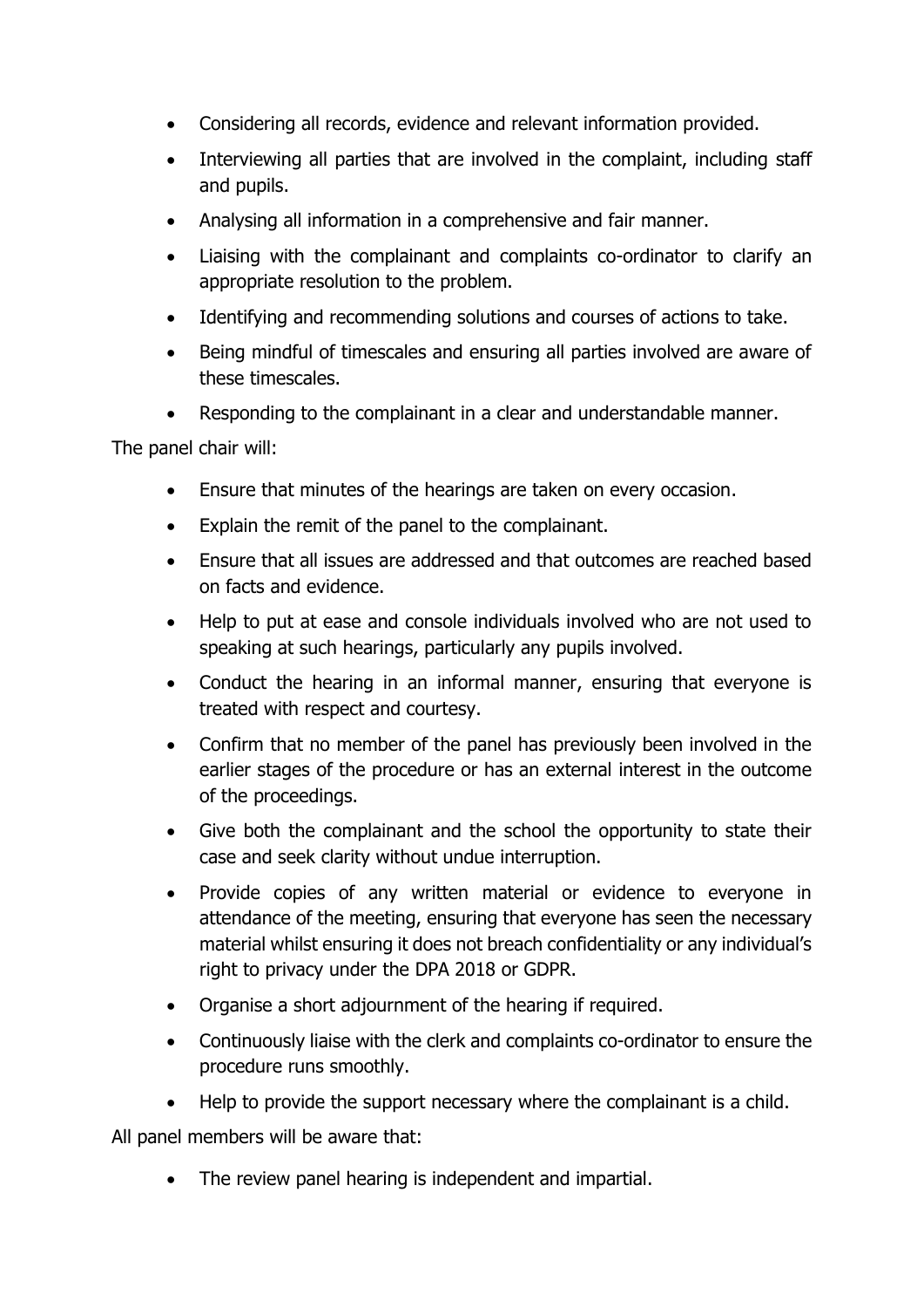- Considering all records, evidence and relevant information provided.
- Interviewing all parties that are involved in the complaint, including staff and pupils.
- Analysing all information in a comprehensive and fair manner.
- Liaising with the complainant and complaints co-ordinator to clarify an appropriate resolution to the problem.
- Identifying and recommending solutions and courses of actions to take.
- Being mindful of timescales and ensuring all parties involved are aware of these timescales.
- Responding to the complainant in a clear and understandable manner.

The panel chair will:

- Ensure that minutes of the hearings are taken on every occasion.
- Explain the remit of the panel to the complainant.
- Ensure that all issues are addressed and that outcomes are reached based on facts and evidence.
- Help to put at ease and console individuals involved who are not used to speaking at such hearings, particularly any pupils involved.
- Conduct the hearing in an informal manner, ensuring that everyone is treated with respect and courtesy.
- Confirm that no member of the panel has previously been involved in the earlier stages of the procedure or has an external interest in the outcome of the proceedings.
- Give both the complainant and the school the opportunity to state their case and seek clarity without undue interruption.
- Provide copies of any written material or evidence to everyone in attendance of the meeting, ensuring that everyone has seen the necessary material whilst ensuring it does not breach confidentiality or any individual's right to privacy under the DPA 2018 or GDPR.
- Organise a short adjournment of the hearing if required.
- Continuously liaise with the clerk and complaints co-ordinator to ensure the procedure runs smoothly.
- Help to provide the support necessary where the complainant is a child.

All panel members will be aware that:

- The review panel hearing is independent and impartial.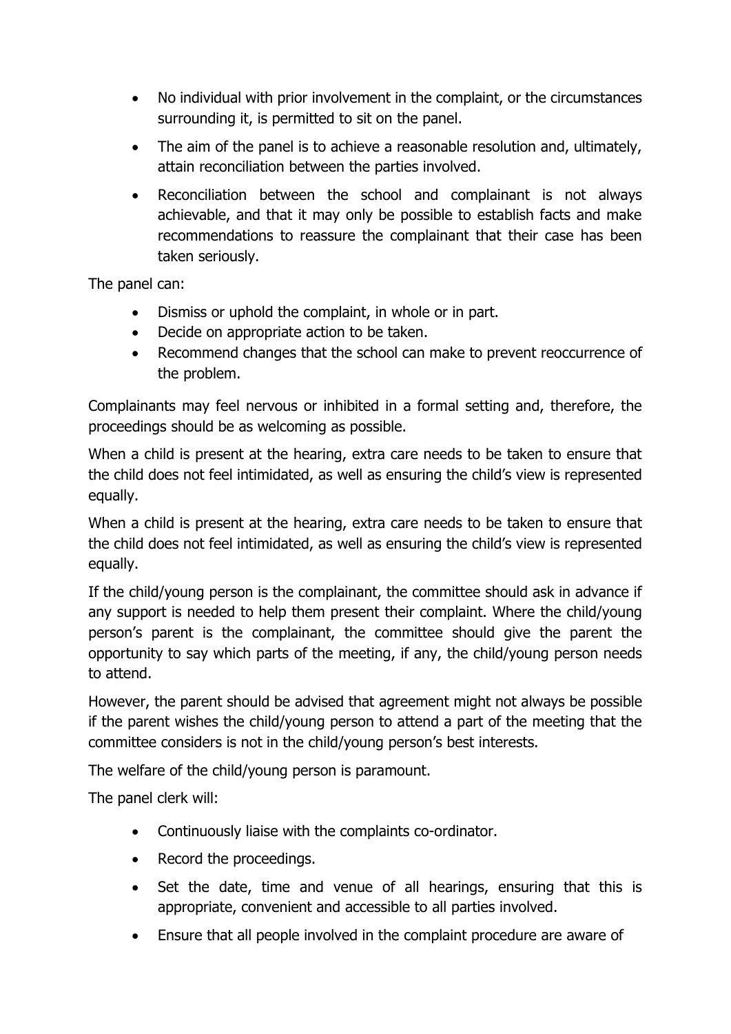- No individual with prior involvement in the complaint, or the circumstances surrounding it, is permitted to sit on the panel.
- The aim of the panel is to achieve a reasonable resolution and, ultimately, attain reconciliation between the parties involved.
- Reconciliation between the school and complainant is not always achievable, and that it may only be possible to establish facts and make recommendations to reassure the complainant that their case has been taken seriously.

The panel can:

- Dismiss or uphold the complaint, in whole or in part.
- Decide on appropriate action to be taken.
- Recommend changes that the school can make to prevent reoccurrence of the problem.

Complainants may feel nervous or inhibited in a formal setting and, therefore, the proceedings should be as welcoming as possible.

When a child is present at the hearing, extra care needs to be taken to ensure that the child does not feel intimidated, as well as ensuring the child's view is represented equally.

When a child is present at the hearing, extra care needs to be taken to ensure that the child does not feel intimidated, as well as ensuring the child's view is represented equally.

If the child/young person is the complainant, the committee should ask in advance if any support is needed to help them present their complaint. Where the child/young person's parent is the complainant, the committee should give the parent the opportunity to say which parts of the meeting, if any, the child/young person needs to attend.

However, the parent should be advised that agreement might not always be possible if the parent wishes the child/young person to attend a part of the meeting that the committee considers is not in the child/young person's best interests.

The welfare of the child/young person is paramount.

The panel clerk will:

- Continuously liaise with the complaints co-ordinator.
- Record the proceedings.
- Set the date, time and venue of all hearings, ensuring that this is appropriate, convenient and accessible to all parties involved.
- Ensure that all people involved in the complaint procedure are aware of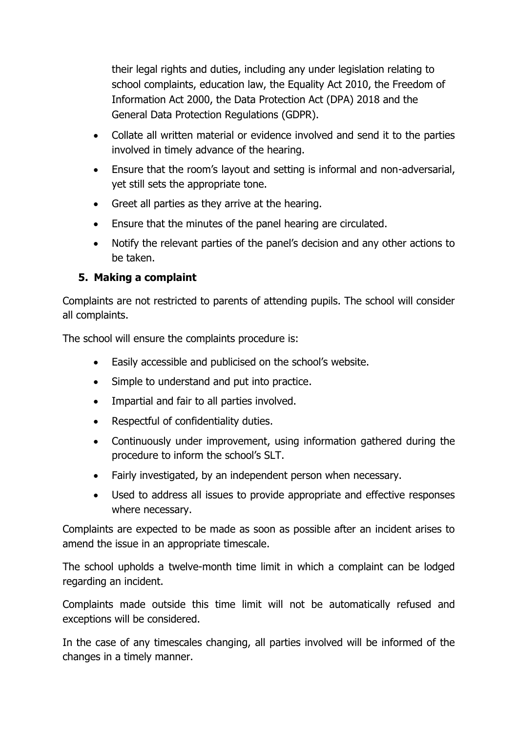their legal rights and duties, including any under legislation relating to school complaints, education law, the Equality Act 2010, the Freedom of Information Act 2000, the Data Protection Act (DPA) 2018 and the General Data Protection Regulations (GDPR).

- Collate all written material or evidence involved and send it to the parties involved in timely advance of the hearing.
- Ensure that the room's layout and setting is informal and non-adversarial, yet still sets the appropriate tone.
- Greet all parties as they arrive at the hearing.
- Ensure that the minutes of the panel hearing are circulated.
- Notify the relevant parties of the panel's decision and any other actions to be taken.

## 5. Making a complaint

Complaints are not restricted to parents of attending pupils. The school will consider all complaints.

The school will ensure the complaints procedure is:

- Easily accessible and publicised on the school's website.
- Simple to understand and put into practice.
- Impartial and fair to all parties involved.
- Respectful of confidentiality duties.
- Continuously under improvement, using information gathered during the procedure to inform the school's SLT.
- Fairly investigated, by an independent person when necessary.
- Used to address all issues to provide appropriate and effective responses where necessary.

Complaints are expected to be made as soon as possible after an incident arises to amend the issue in an appropriate timescale.

The school upholds a twelve-month time limit in which a complaint can be lodged regarding an incident.

Complaints made outside this time limit will not be automatically refused and exceptions will be considered.

In the case of any timescales changing, all parties involved will be informed of the changes in a timely manner.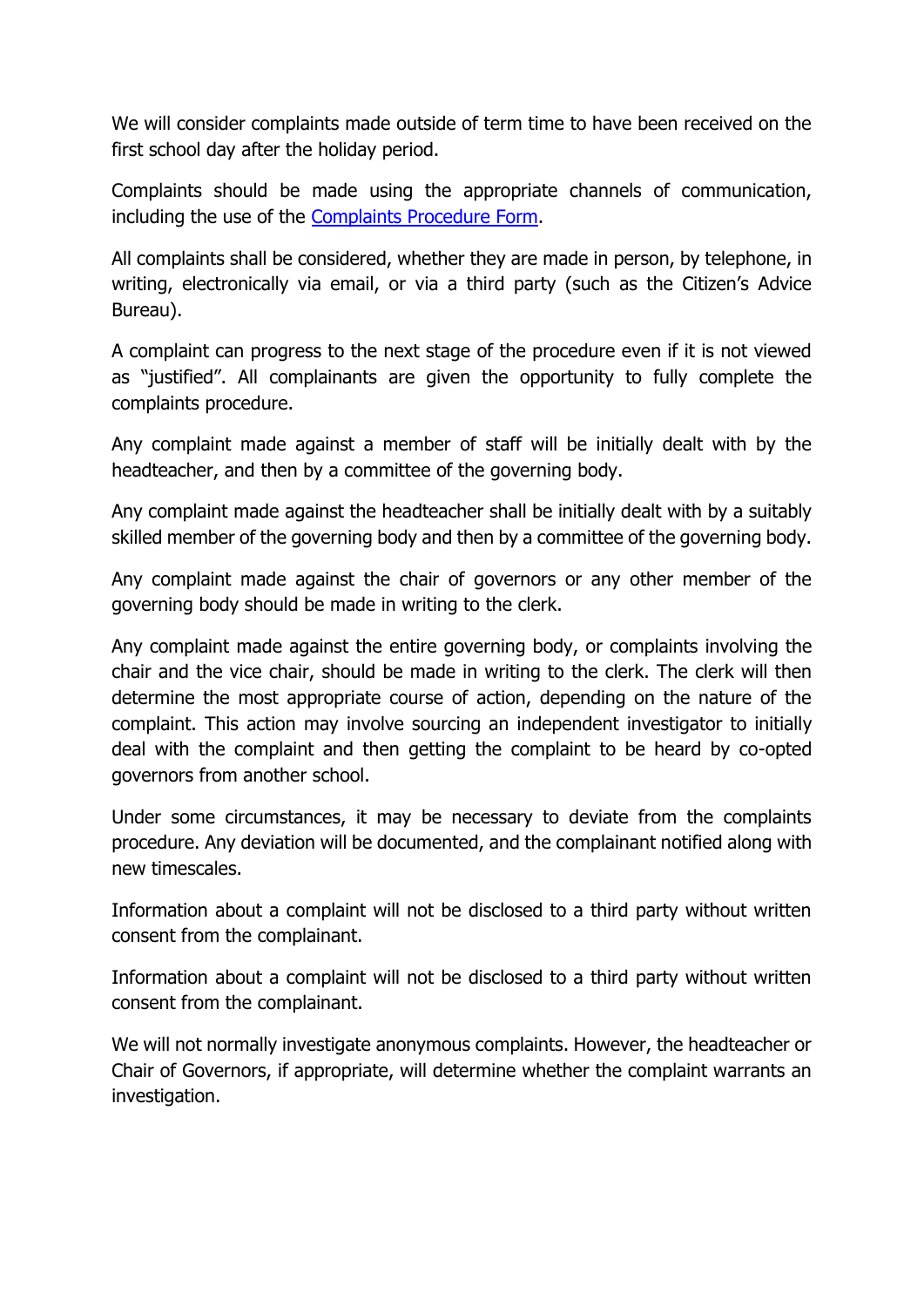We will consider complaints made outside of term time to have been received on the first school day after the holiday period.

Complaints should be made using the appropriate channels of communication, including the use of the [Complaints Procedure Form](#).

All complaints shall be considered, whether they are made in person, by telephone, in writing, electronically via email, or via a third party (such as the Citizen's Advice Bureau).

A complaint can progress to the next stage of the procedure even if it is not viewed as "justified". All complainants are given the opportunity to fully complete the complaints procedure.

Any complaint made against a member of staff will be initially dealt with by the headteacher, and then by a committee of the governing body.

Any complaint made against the headteacher shall be initially dealt with by a suitably skilled member of the governing body and then by a committee of the governing body.

Any complaint made against the chair of governors or any other member of the governing body should be made in writing to the clerk.

Any complaint made against the entire governing body, or complaints involving the chair and the vice chair, should be made in writing to the clerk. The clerk will then determine the most appropriate course of action, depending on the nature of the complaint. This action may involve sourcing an independent investigator to initially deal with the complaint and then getting the complaint to be heard by co-opted governors from another school.

Under some circumstances, it may be necessary to deviate from the complaints procedure. Any deviation will be documented, and the complainant notified along with new timescales.

Information about a complaint will not be disclosed to a third party without written consent from the complainant.

Information about a complaint will not be disclosed to a third party without written consent from the complainant.

We will not normally investigate anonymous complaints. However, the headteacher or Chair of Governors, if appropriate, will determine whether the complaint warrants an investigation.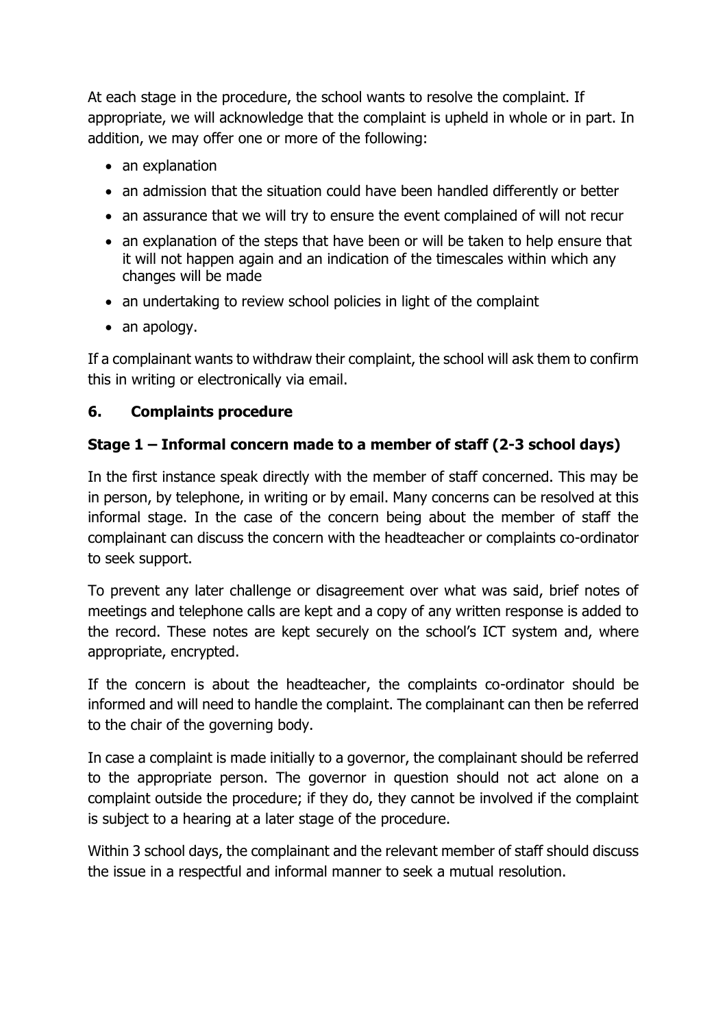At each stage in the procedure, the school wants to resolve the complaint. If appropriate, we will acknowledge that the complaint is upheld in whole or in part. In addition, we may offer one or more of the following:

- an explanation
- an admission that the situation could have been handled differently or better
- an assurance that we will try to ensure the event complained of will not recur
- an explanation of the steps that have been or will be taken to help ensure that it will not happen again and an indication of the timescales within which any changes will be made
- an undertaking to review school policies in light of the complaint
- an apology.

If a complainant wants to withdraw their complaint, the school will ask them to confirm this in writing or electronically via email.

## 6. Complaints procedure

### Stage 1 – Informal concern made to a member of staff (2-3 school days)

In the first instance speak directly with the member of staff concerned. This may be in person, by telephone, in writing or by email. Many concerns can be resolved at this informal stage. In the case of the concern being about the member of staff the complainant can discuss the concern with the headteacher or complaints co-ordinator to seek support.

To prevent any later challenge or disagreement over what was said, brief notes of meetings and telephone calls are kept and a copy of any written response is added to the record. These notes are kept securely on the school's ICT system and, where appropriate, encrypted.

If the concern is about the headteacher, the complaints co-ordinator should be informed and will need to handle the complaint. The complainant can then be referred to the chair of the governing body.

In case a complaint is made initially to a governor, the complainant should be referred to the appropriate person. The governor in question should not act alone on a complaint outside the procedure; if they do, they cannot be involved if the complaint is subject to a hearing at a later stage of the procedure.

Within 3 school days, the complainant and the relevant member of staff should discuss the issue in a respectful and informal manner to seek a mutual resolution.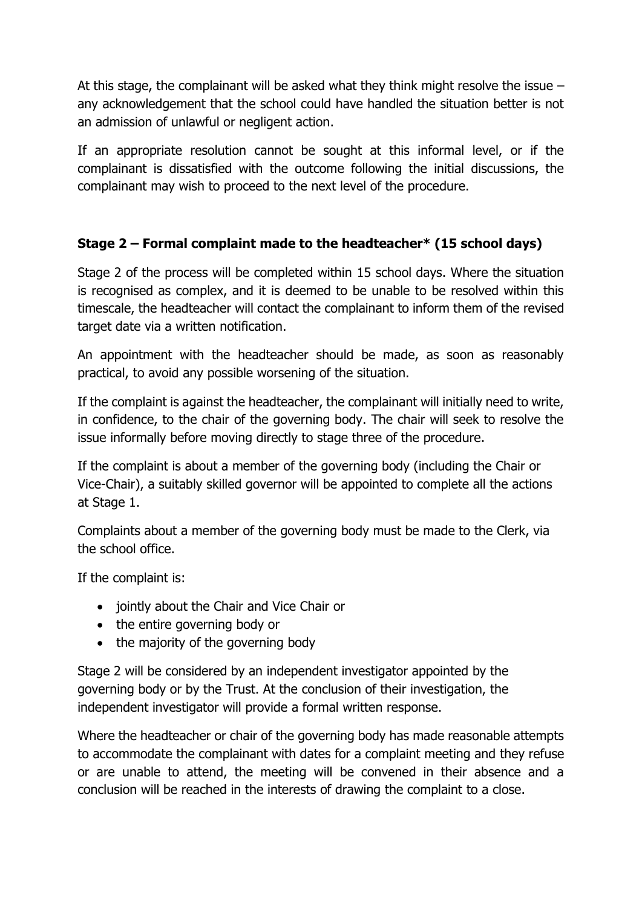At this stage, the complainant will be asked what they think might resolve the issue – any acknowledgement that the school could have handled the situation better is not an admission of unlawful or negligent action.

If an appropriate resolution cannot be sought at this informal level, or if the complainant is dissatisfied with the outcome following the initial discussions, the complainant may wish to proceed to the next level of the procedure.

### Stage 2 – Formal complaint made to the headteacher* (15 school days)

Stage 2 of the process will be completed within 15 school days. Where the situation is recognised as complex, and it is deemed to be unable to be resolved within this timescale, the headteacher will contact the complainant to inform them of the revised target date via a written notification.

An appointment with the headteacher should be made, as soon as reasonably practical, to avoid any possible worsening of the situation.

If the complaint is against the headteacher, the complainant will initially need to write, in confidence, to the chair of the governing body. The chair will seek to resolve the issue informally before moving directly to stage three of the procedure.

If the complaint is about a member of the governing body (including the Chair or Vice-Chair), a suitably skilled governor will be appointed to complete all the actions at Stage 1.

Complaints about a member of the governing body must be made to the Clerk, via the school office.

If the complaint is:

- jointly about the Chair and Vice Chair or
- the entire governing body or
- the majority of the governing body

Stage 2 will be considered by an independent investigator appointed by the governing body or by the Trust. At the conclusion of their investigation, the independent investigator will provide a formal written response.

Where the headteacher or chair of the governing body has made reasonable attempts to accommodate the complainant with dates for a complaint meeting and they refuse or are unable to attend, the meeting will be convened in their absence and a conclusion will be reached in the interests of drawing the complaint to a close.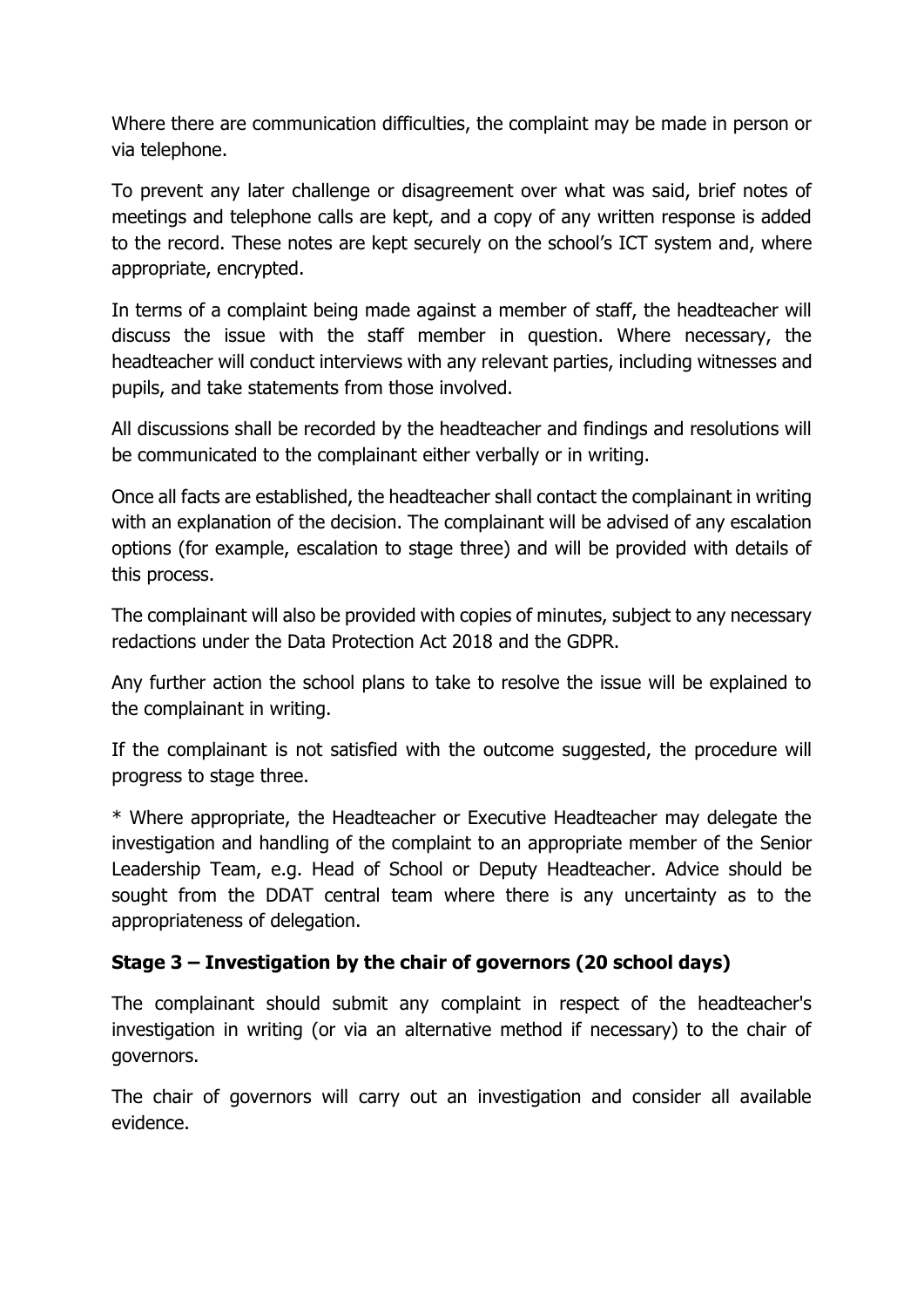Where there are communication difficulties, the complaint may be made in person or via telephone.

To prevent any later challenge or disagreement over what was said, brief notes of meetings and telephone calls are kept, and a copy of any written response is added to the record. These notes are kept securely on the school's ICT system and, where appropriate, encrypted.

In terms of a complaint being made against a member of staff, the headteacher will discuss the issue with the staff member in question. Where necessary, the headteacher will conduct interviews with any relevant parties, including witnesses and pupils, and take statements from those involved.

All discussions shall be recorded by the headteacher and findings and resolutions will be communicated to the complainant either verbally or in writing.

Once all facts are established, the headteacher shall contact the complainant in writing with an explanation of the decision. The complainant will be advised of any escalation options (for example, escalation to stage three) and will be provided with details of this process.

The complainant will also be provided with copies of minutes, subject to any necessary redactions under the Data Protection Act 2018 and the GDPR.

Any further action the school plans to take to resolve the issue will be explained to the complainant in writing.

If the complainant is not satisfied with the outcome suggested, the procedure will progress to stage three.

* Where appropriate, the Headteacher or Executive Headteacher may delegate the investigation and handling of the complaint to an appropriate member of the Senior Leadership Team, e.g. Head of School or Deputy Headteacher. Advice should be sought from the DDAT central team where there is any uncertainty as to the appropriateness of delegation.

### Stage 3 – Investigation by the chair of governors (20 school days)

The complainant should submit any complaint in respect of the headteacher's investigation in writing (or via an alternative method if necessary) to the chair of governors.

The chair of governors will carry out an investigation and consider all available evidence.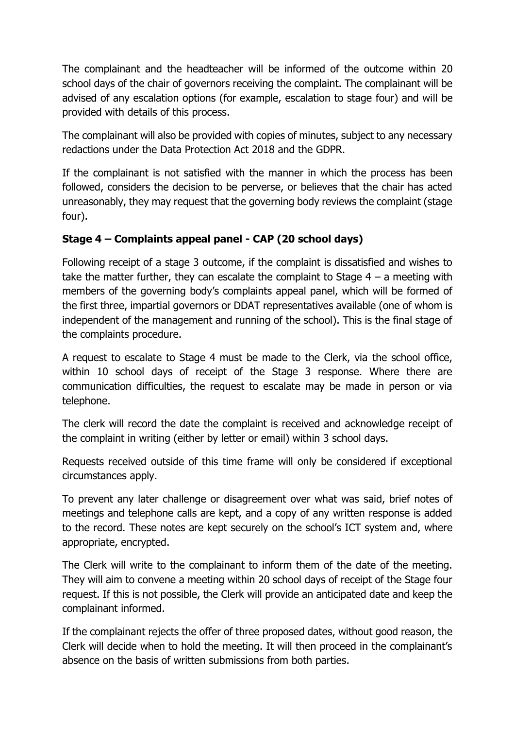The complainant and the headteacher will be informed of the outcome within 20 school days of the chair of governors receiving the complaint. The complainant will be advised of any escalation options (for example, escalation to stage four) and will be provided with details of this process.

The complainant will also be provided with copies of minutes, subject to any necessary redactions under the Data Protection Act 2018 and the GDPR.

If the complainant is not satisfied with the manner in which the process has been followed, considers the decision to be perverse, or believes that the chair has acted unreasonably, they may request that the governing body reviews the complaint (stage four).

### Stage 4 – Complaints appeal panel - CAP (20 school days)

Following receipt of a stage 3 outcome, if the complaint is dissatisfied and wishes to take the matter further, they can escalate the complaint to Stage 4 – a meeting with members of the governing body's complaints appeal panel, which will be formed of the first three, impartial governors or DDAT representatives available (one of whom is independent of the management and running of the school). This is the final stage of the complaints procedure.

A request to escalate to Stage 4 must be made to the Clerk, via the school office, within 10 school days of receipt of the Stage 3 response. Where there are communication difficulties, the request to escalate may be made in person or via telephone.

The clerk will record the date the complaint is received and acknowledge receipt of the complaint in writing (either by letter or email) within 3 school days.

Requests received outside of this time frame will only be considered if exceptional circumstances apply.

To prevent any later challenge or disagreement over what was said, brief notes of meetings and telephone calls are kept, and a copy of any written response is added to the record. These notes are kept securely on the school's ICT system and, where appropriate, encrypted.

The Clerk will write to the complainant to inform them of the date of the meeting. They will aim to convene a meeting within 20 school days of receipt of the Stage four request. If this is not possible, the Clerk will provide an anticipated date and keep the complainant informed.

If the complainant rejects the offer of three proposed dates, without good reason, the Clerk will decide when to hold the meeting. It will then proceed in the complainant's absence on the basis of written submissions from both parties.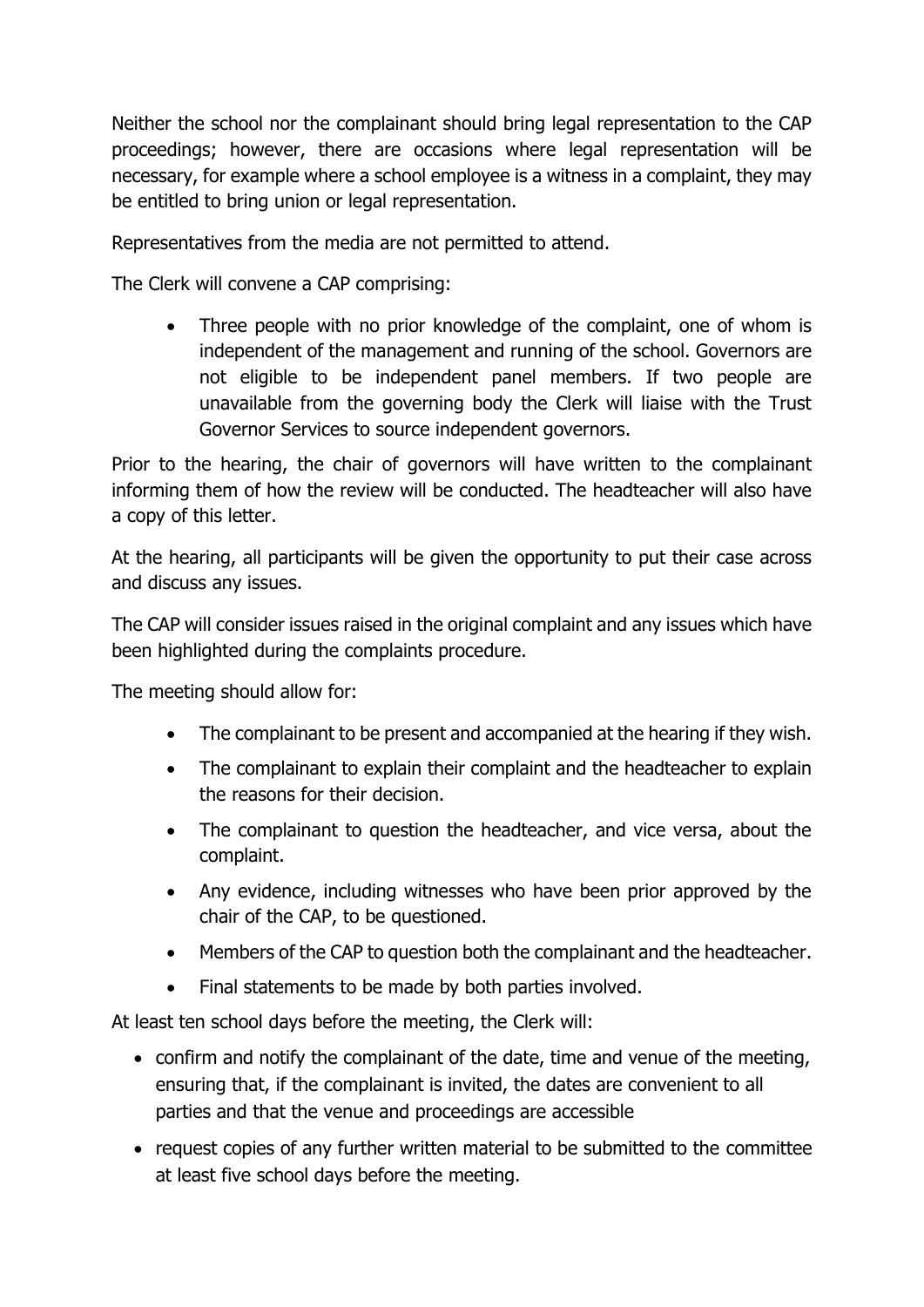Neither the school nor the complainant should bring legal representation to the CAP proceedings; however, there are occasions where legal representation will be necessary, for example where a school employee is a witness in a complaint, they may be entitled to bring union or legal representation.

Representatives from the media are not permitted to attend.

The Clerk will convene a CAP comprising:

- Three people with no prior knowledge of the complaint, one of whom is independent of the management and running of the school. Governors are not eligible to be independent panel members. If two people are unavailable from the governing body the Clerk will liaise with the Trust Governor Services to source independent governors.

Prior to the hearing, the chair of governors will have written to the complainant informing them of how the review will be conducted. The headteacher will also have a copy of this letter.

At the hearing, all participants will be given the opportunity to put their case across and discuss any issues.

The CAP will consider issues raised in the original complaint and any issues which have been highlighted during the complaints procedure.

The meeting should allow for:

- The complainant to be present and accompanied at the hearing if they wish.
- The complainant to explain their complaint and the headteacher to explain the reasons for their decision.
- The complainant to question the headteacher, and vice versa, about the complaint.
- Any evidence, including witnesses who have been prior approved by the chair of the CAP, to be questioned.
- Members of the CAP to question both the complainant and the headteacher.
- Final statements to be made by both parties involved.

At least ten school days before the meeting, the Clerk will:

- confirm and notify the complainant of the date, time and venue of the meeting, ensuring that, if the complainant is invited, the dates are convenient to all parties and that the venue and proceedings are accessible
- request copies of any further written material to be submitted to the committee at least five school days before the meeting.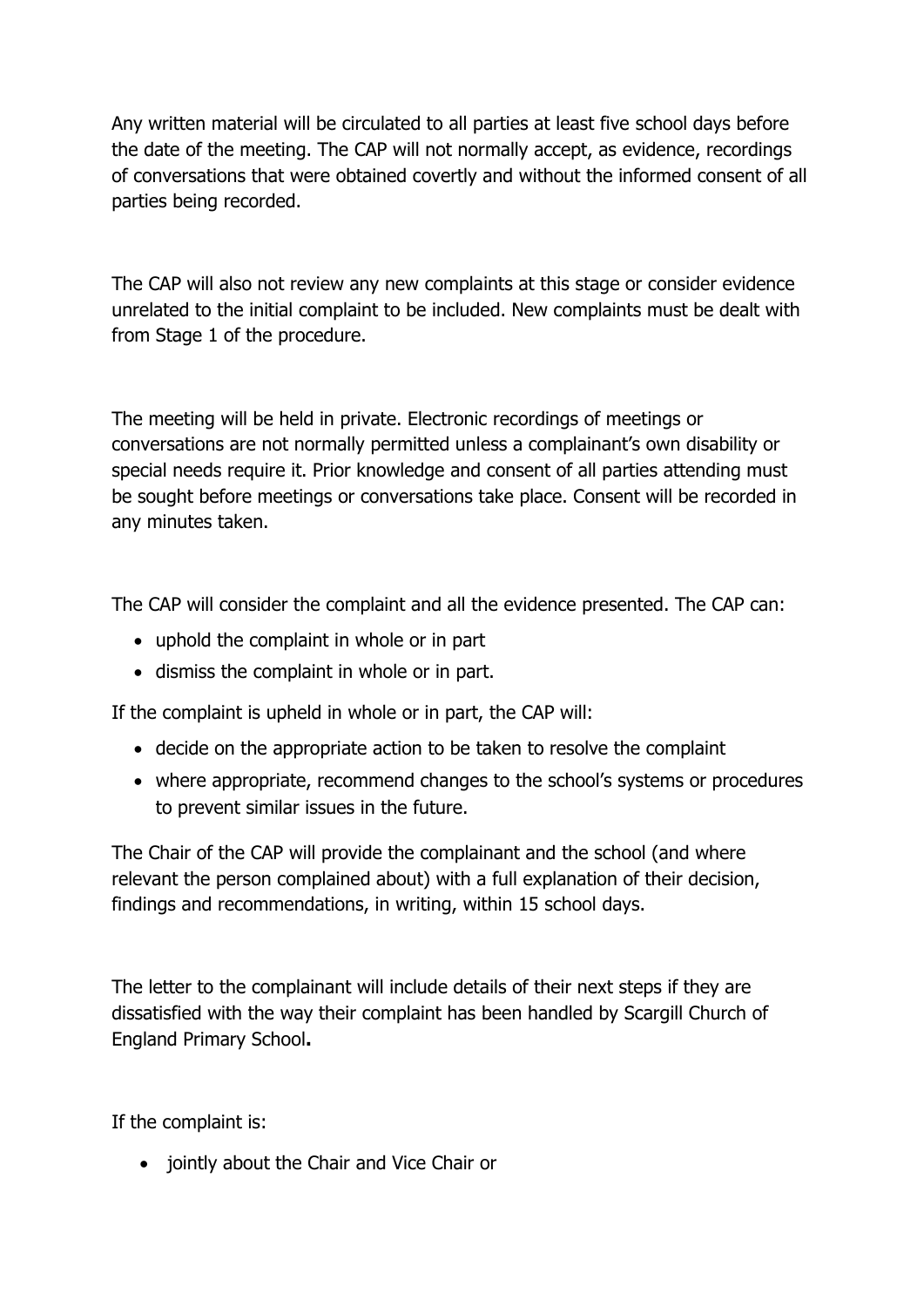Any written material will be circulated to all parties at least five school days before the date of the meeting. The CAP will not normally accept, as evidence, recordings of conversations that were obtained covertly and without the informed consent of all parties being recorded.

The CAP will also not review any new complaints at this stage or consider evidence unrelated to the initial complaint to be included. New complaints must be dealt with from Stage 1 of the procedure.

The meeting will be held in private. Electronic recordings of meetings or conversations are not normally permitted unless a complainant's own disability or special needs require it. Prior knowledge and consent of all parties attending must be sought before meetings or conversations take place. Consent will be recorded in any minutes taken.

The CAP will consider the complaint and all the evidence presented. The CAP can:

- uphold the complaint in whole or in part
- dismiss the complaint in whole or in part.

If the complaint is upheld in whole or in part, the CAP will:

- decide on the appropriate action to be taken to resolve the complaint
- where appropriate, recommend changes to the school's systems or procedures to prevent similar issues in the future.

The Chair of the CAP will provide the complainant and the school (and where relevant the person complained about) with a full explanation of their decision, findings and recommendations, in writing, within 15 school days.

The letter to the complainant will include details of their next steps if they are dissatisfied with the way their complaint has been handled by Scargill Church of England Primary School**.**

If the complaint is:

- jointly about the Chair and Vice Chair or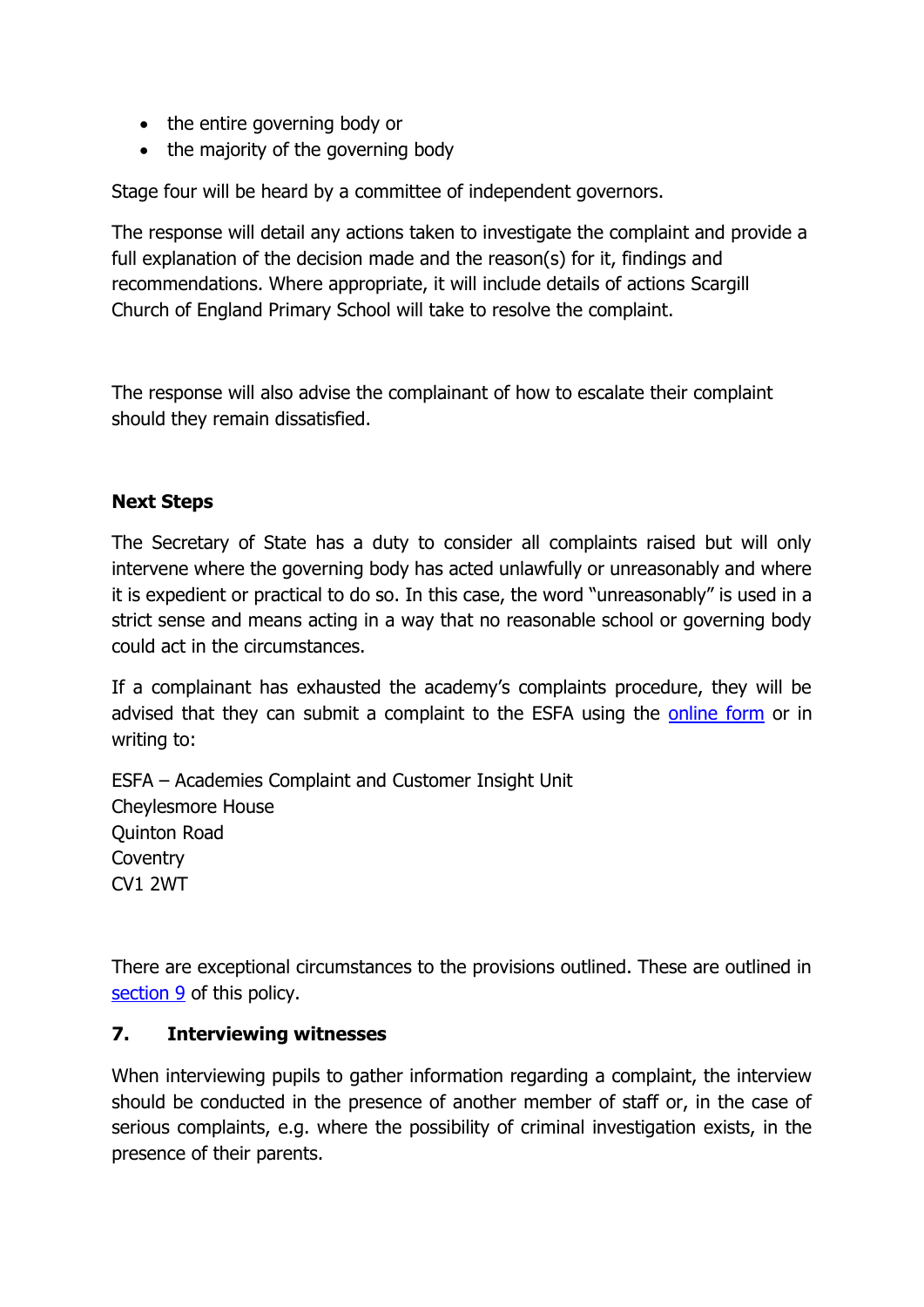- the entire governing body or
- the majority of the governing body

Stage four will be heard by a committee of independent governors.

The response will detail any actions taken to investigate the complaint and provide a full explanation of the decision made and the reason(s) for it, findings and recommendations. Where appropriate, it will include details of actions Scargill Church of England Primary School will take to resolve the complaint.

The response will also advise the complainant of how to escalate their complaint should they remain dissatisfied.

**Next Steps**

The Secretary of State has a duty to consider all complaints raised but will only intervene where the governing body has acted unlawfully or unreasonably and where it is expedient or practical to do so. In this case, the word "unreasonably" is used in a strict sense and means acting in a way that no reasonable school or governing body could act in the circumstances.

If a complainant has exhausted the academy's complaints procedure, they will be advised that they can submit a complaint to the ESFA using the online form or in writing to:

ESFA – Academies Complaint and Customer Insight Unit
Cheylesmore House
Quinton Road
Coventry
CV1 2WT

There are exceptional circumstances to the provisions outlined. These are outlined in section 9 of this policy.

## 7. Interviewing witnesses

When interviewing pupils to gather information regarding a complaint, the interview should be conducted in the presence of another member of staff or, in the case of serious complaints, e.g. where the possibility of criminal investigation exists, in the presence of their parents.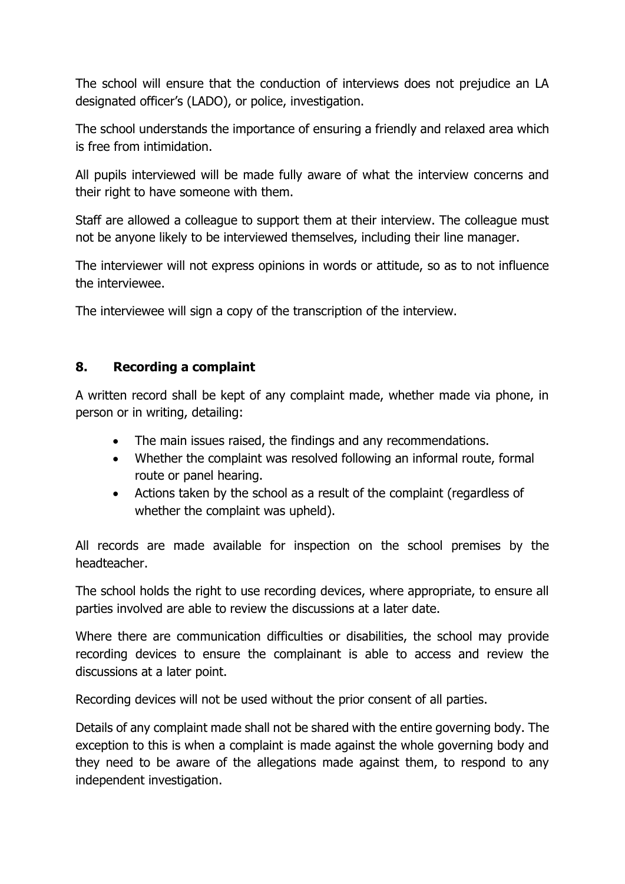The school will ensure that the conduction of interviews does not prejudice an LA designated officer's (LADO), or police, investigation.

The school understands the importance of ensuring a friendly and relaxed area which is free from intimidation.

All pupils interviewed will be made fully aware of what the interview concerns and their right to have someone with them.

Staff are allowed a colleague to support them at their interview. The colleague must not be anyone likely to be interviewed themselves, including their line manager.

The interviewer will not express opinions in words or attitude, so as to not influence the interviewee.

The interviewee will sign a copy of the transcription of the interview.

## 8. Recording a complaint

A written record shall be kept of any complaint made, whether made via phone, in person or in writing, detailing:

- The main issues raised, the findings and any recommendations.
- Whether the complaint was resolved following an informal route, formal route or panel hearing.
- Actions taken by the school as a result of the complaint (regardless of whether the complaint was upheld).

All records are made available for inspection on the school premises by the headteacher.

The school holds the right to use recording devices, where appropriate, to ensure all parties involved are able to review the discussions at a later date.

Where there are communication difficulties or disabilities, the school may provide recording devices to ensure the complainant is able to access and review the discussions at a later point.

Recording devices will not be used without the prior consent of all parties.

Details of any complaint made shall not be shared with the entire governing body. The exception to this is when a complaint is made against the whole governing body and they need to be aware of the allegations made against them, to respond to any independent investigation.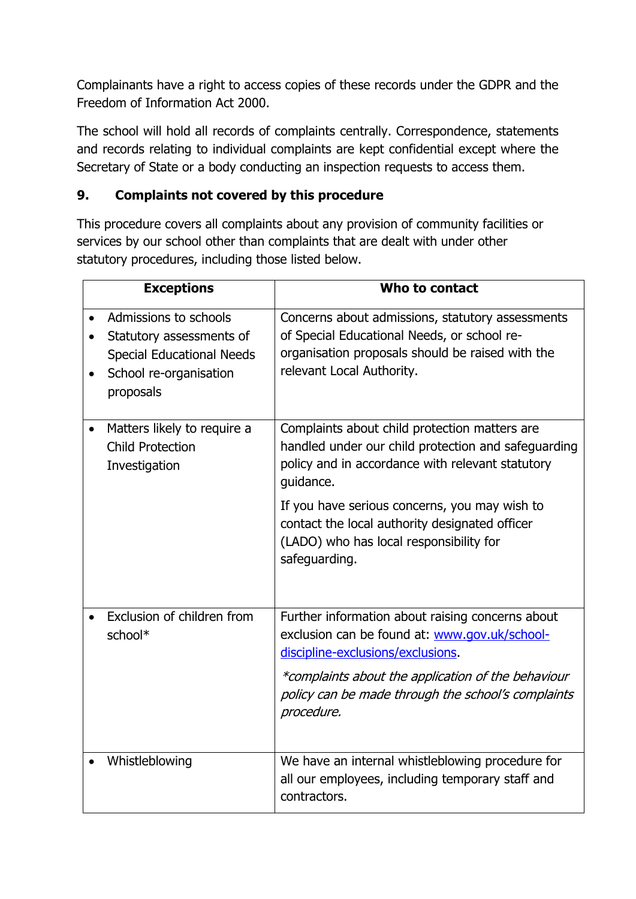Complainants have a right to access copies of these records under the GDPR and the Freedom of Information Act 2000.

The school will hold all records of complaints centrally. Correspondence, statements and records relating to individual complaints are kept confidential except where the Secretary of State or a body conducting an inspection requests to access them.

## 9. Complaints not covered by this procedure

This procedure covers all complaints about any provision of community facilities or services by our school other than complaints that are dealt with under other statutory procedures, including those listed below.

| Exceptions | Who to contact |
| --- | --- |
| • Admissions to schools<br>• Statutory assessments of Special Educational Needs<br>• School re-organisation proposals | Concerns about admissions, statutory assessments of Special Educational Needs, or school re-organisation proposals should be raised with the relevant Local Authority. |
| • Matters likely to require a Child Protection Investigation | Complaints about child protection matters are handled under our child protection and safeguarding policy and in accordance with relevant statutory guidance.<br><br>If you have serious concerns, you may wish to contact the local authority designated officer (LADO) who has local responsibility for safeguarding. |
| • Exclusion of children from school* | Further information about raising concerns about exclusion can be found at: [www.gov.uk/school-discipline-exclusions/exclusions](www.gov.uk/school-discipline-exclusions/exclusions).<br><br>*\*complaints about the application of the behaviour policy can be made through the school's complaints procedure.* |
| • Whistleblowing | We have an internal whistleblowing procedure for all our employees, including temporary staff and contractors. |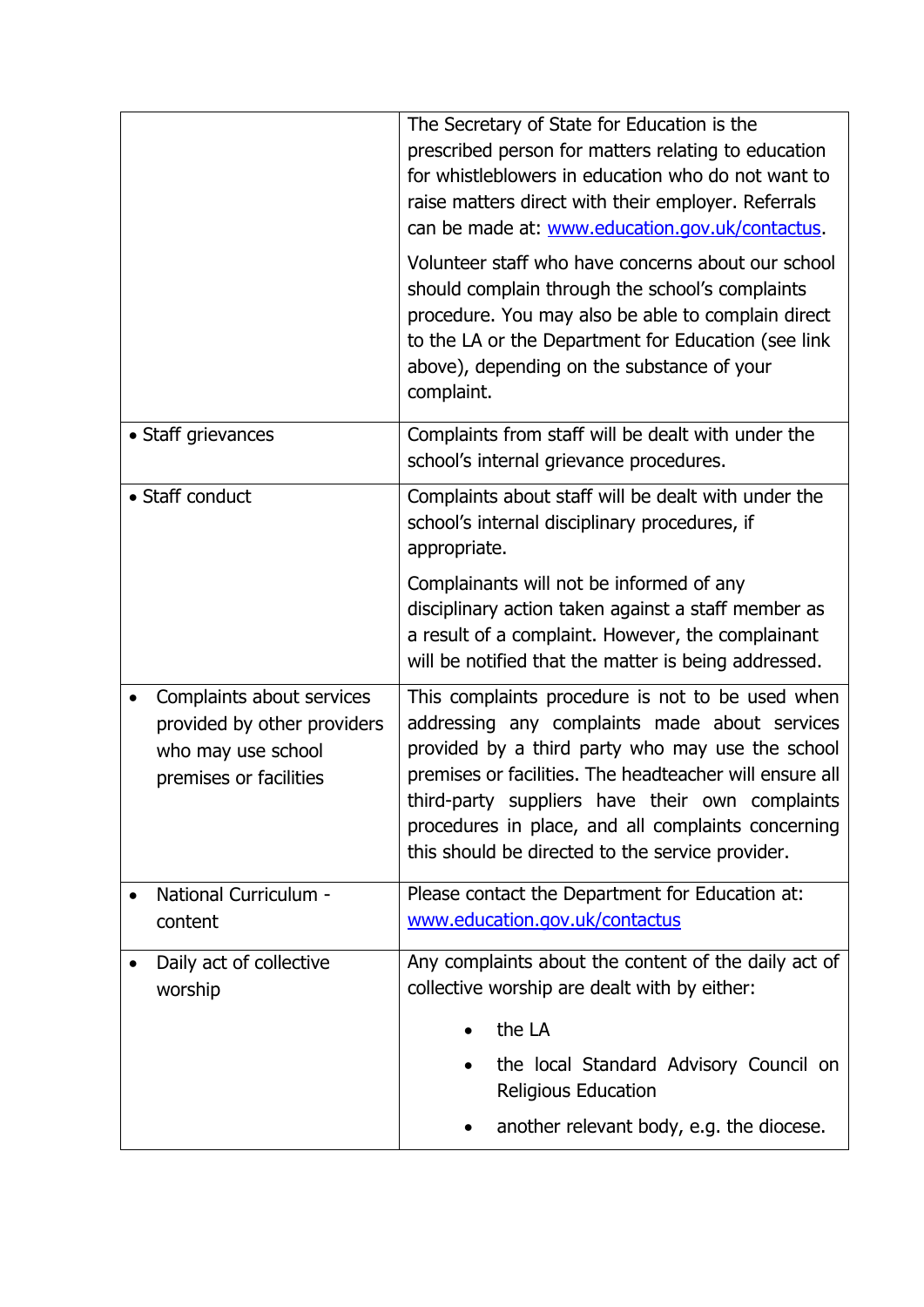| | |
|---|---|
| | The Secretary of State for Education is the prescribed person for matters relating to education for whistleblowers in education who do not want to raise matters direct with their employer. Referrals can be made at: [www.education.gov.uk/contactus](www.education.gov.uk/contactus).<br><br>Volunteer staff who have concerns about our school should complain through the school's complaints procedure. You may also be able to complain direct to the LA or the Department for Education (see link above), depending on the substance of your complaint. |
| • Staff grievances | Complaints from staff will be dealt with under the school's internal grievance procedures. |
| • Staff conduct | Complaints about staff will be dealt with under the school's internal disciplinary procedures, if appropriate.<br><br>Complainants will not be informed of any disciplinary action taken against a staff member as a result of a complaint. However, the complainant will be notified that the matter is being addressed. |
| • Complaints about services provided by other providers who may use school premises or facilities | This complaints procedure is not to be used when addressing any complaints made about services provided by a third party who may use the school premises or facilities. The headteacher will ensure all third-party suppliers have their own complaints procedures in place, and all complaints concerning this should be directed to the service provider. |
| • National Curriculum - content | Please contact the Department for Education at: [www.education.gov.uk/contactus](www.education.gov.uk/contactus) |
| • Daily act of collective worship | Any complaints about the content of the daily act of collective worship are dealt with by either:<br><br>• the LA<br>• the local Standard Advisory Council on Religious Education<br>• another relevant body, e.g. the diocese. |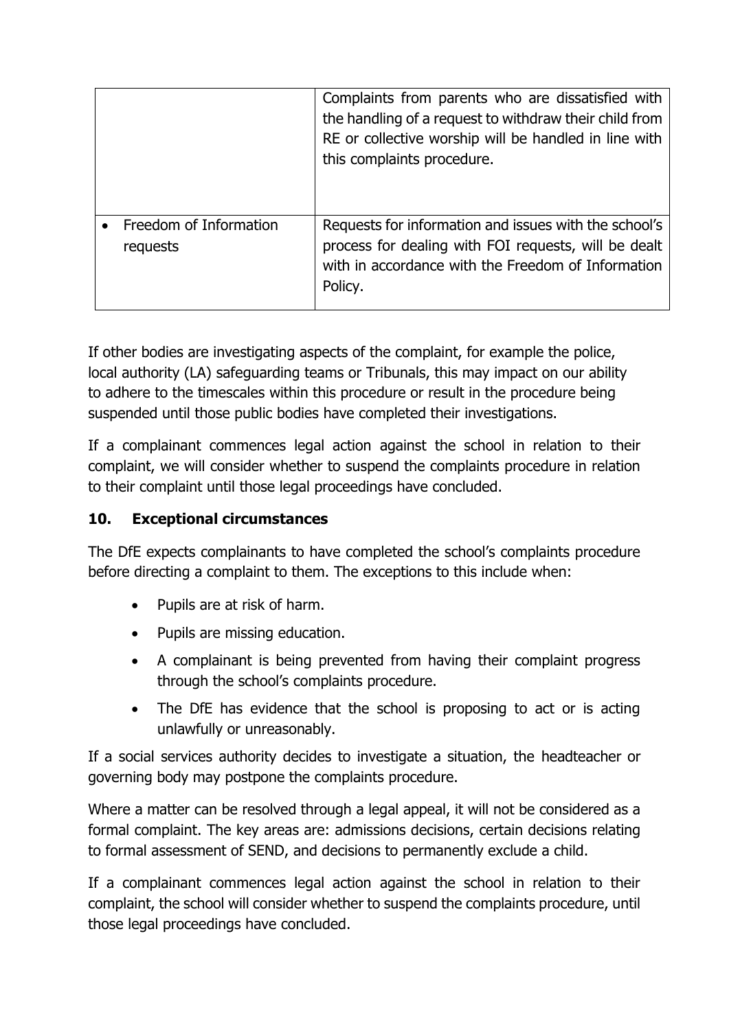| | |
|---|---|
| | Complaints from parents who are dissatisfied with the handling of a request to withdraw their child from RE or collective worship will be handled in line with this complaints procedure. |
| • Freedom of Information requests | Requests for information and issues with the school's process for dealing with FOI requests, will be dealt with in accordance with the Freedom of Information Policy. |

If other bodies are investigating aspects of the complaint, for example the police, local authority (LA) safeguarding teams or Tribunals, this may impact on our ability to adhere to the timescales within this procedure or result in the procedure being suspended until those public bodies have completed their investigations.

If a complainant commences legal action against the school in relation to their complaint, we will consider whether to suspend the complaints procedure in relation to their complaint until those legal proceedings have concluded.

## 10. Exceptional circumstances

The DfE expects complainants to have completed the school's complaints procedure before directing a complaint to them. The exceptions to this include when:

- Pupils are at risk of harm.
- Pupils are missing education.
- A complainant is being prevented from having their complaint progress through the school's complaints procedure.
- The DfE has evidence that the school is proposing to act or is acting unlawfully or unreasonably.

If a social services authority decides to investigate a situation, the headteacher or governing body may postpone the complaints procedure.

Where a matter can be resolved through a legal appeal, it will not be considered as a formal complaint. The key areas are: admissions decisions, certain decisions relating to formal assessment of SEND, and decisions to permanently exclude a child.

If a complainant commences legal action against the school in relation to their complaint, the school will consider whether to suspend the complaints procedure, until those legal proceedings have concluded.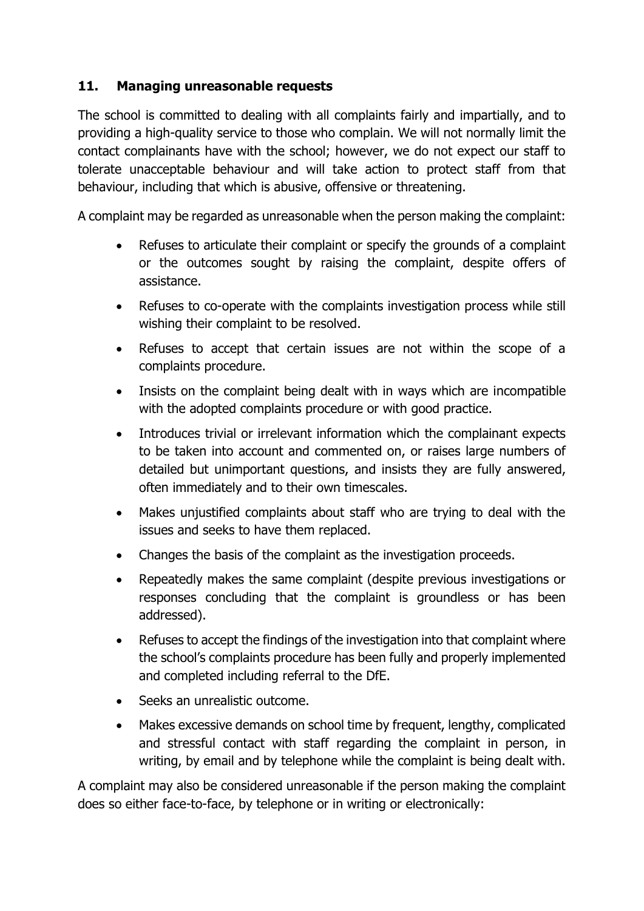## 11. Managing unreasonable requests

The school is committed to dealing with all complaints fairly and impartially, and to providing a high-quality service to those who complain. We will not normally limit the contact complainants have with the school; however, we do not expect our staff to tolerate unacceptable behaviour and will take action to protect staff from that behaviour, including that which is abusive, offensive or threatening.

A complaint may be regarded as unreasonable when the person making the complaint:

- Refuses to articulate their complaint or specify the grounds of a complaint or the outcomes sought by raising the complaint, despite offers of assistance.
- Refuses to co-operate with the complaints investigation process while still wishing their complaint to be resolved.
- Refuses to accept that certain issues are not within the scope of a complaints procedure.
- Insists on the complaint being dealt with in ways which are incompatible with the adopted complaints procedure or with good practice.
- Introduces trivial or irrelevant information which the complainant expects to be taken into account and commented on, or raises large numbers of detailed but unimportant questions, and insists they are fully answered, often immediately and to their own timescales.
- Makes unjustified complaints about staff who are trying to deal with the issues and seeks to have them replaced.
- Changes the basis of the complaint as the investigation proceeds.
- Repeatedly makes the same complaint (despite previous investigations or responses concluding that the complaint is groundless or has been addressed).
- Refuses to accept the findings of the investigation into that complaint where the school's complaints procedure has been fully and properly implemented and completed including referral to the DfE.
- Seeks an unrealistic outcome.
- Makes excessive demands on school time by frequent, lengthy, complicated and stressful contact with staff regarding the complaint in person, in writing, by email and by telephone while the complaint is being dealt with.

A complaint may also be considered unreasonable if the person making the complaint does so either face-to-face, by telephone or in writing or electronically: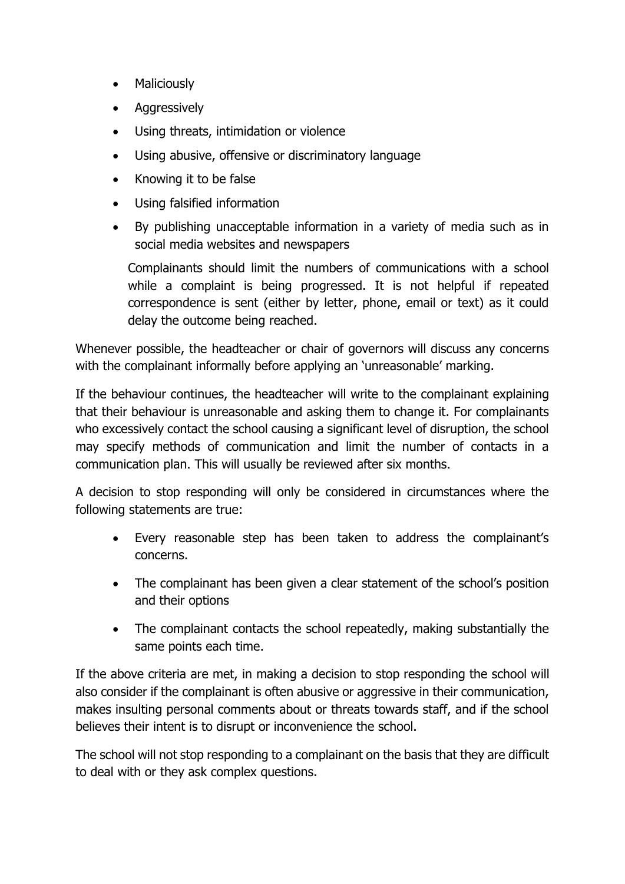- Maliciously
- Aggressively
- Using threats, intimidation or violence
- Using abusive, offensive or discriminatory language
- Knowing it to be false
- Using falsified information
- By publishing unacceptable information in a variety of media such as in social media websites and newspapers

  Complainants should limit the numbers of communications with a school while a complaint is being progressed. It is not helpful if repeated correspondence is sent (either by letter, phone, email or text) as it could delay the outcome being reached.

Whenever possible, the headteacher or chair of governors will discuss any concerns with the complainant informally before applying an 'unreasonable' marking.

If the behaviour continues, the headteacher will write to the complainant explaining that their behaviour is unreasonable and asking them to change it. For complainants who excessively contact the school causing a significant level of disruption, the school may specify methods of communication and limit the number of contacts in a communication plan. This will usually be reviewed after six months.

A decision to stop responding will only be considered in circumstances where the following statements are true:

- Every reasonable step has been taken to address the complainant's concerns.
- The complainant has been given a clear statement of the school's position and their options
- The complainant contacts the school repeatedly, making substantially the same points each time.

If the above criteria are met, in making a decision to stop responding the school will also consider if the complainant is often abusive or aggressive in their communication, makes insulting personal comments about or threats towards staff, and if the school believes their intent is to disrupt or inconvenience the school.

The school will not stop responding to a complainant on the basis that they are difficult to deal with or they ask complex questions.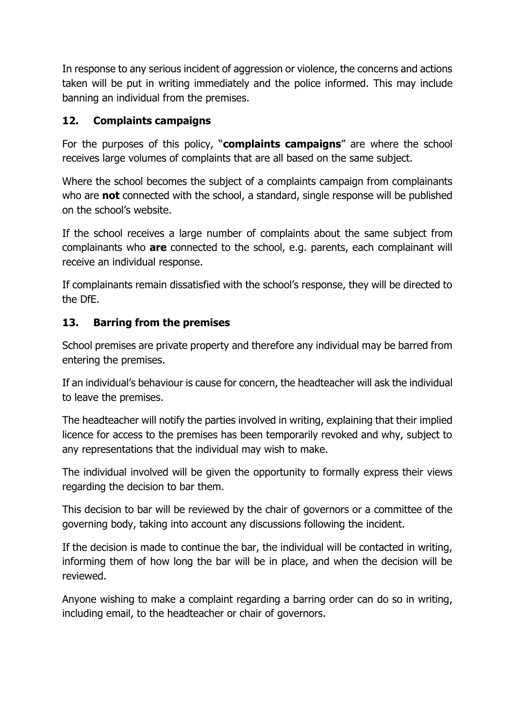In response to any serious incident of aggression or violence, the concerns and actions taken will be put in writing immediately and the police informed. This may include banning an individual from the premises.

## 12. Complaints campaigns

For the purposes of this policy, "**complaints campaigns**" are where the school receives large volumes of complaints that are all based on the same subject.

Where the school becomes the subject of a complaints campaign from complainants who are **not** connected with the school, a standard, single response will be published on the school's website.

If the school receives a large number of complaints about the same subject from complainants who **are** connected to the school, e.g. parents, each complainant will receive an individual response.

If complainants remain dissatisfied with the school's response, they will be directed to the DfE.

## 13. Barring from the premises

School premises are private property and therefore any individual may be barred from entering the premises.

If an individual's behaviour is cause for concern, the headteacher will ask the individual to leave the premises.

The headteacher will notify the parties involved in writing, explaining that their implied licence for access to the premises has been temporarily revoked and why, subject to any representations that the individual may wish to make.

The individual involved will be given the opportunity to formally express their views regarding the decision to bar them.

This decision to bar will be reviewed by the chair of governors or a committee of the governing body, taking into account any discussions following the incident.

If the decision is made to continue the bar, the individual will be contacted in writing, informing them of how long the bar will be in place, and when the decision will be reviewed.

Anyone wishing to make a complaint regarding a barring order can do so in writing, including email, to the headteacher or chair of governors.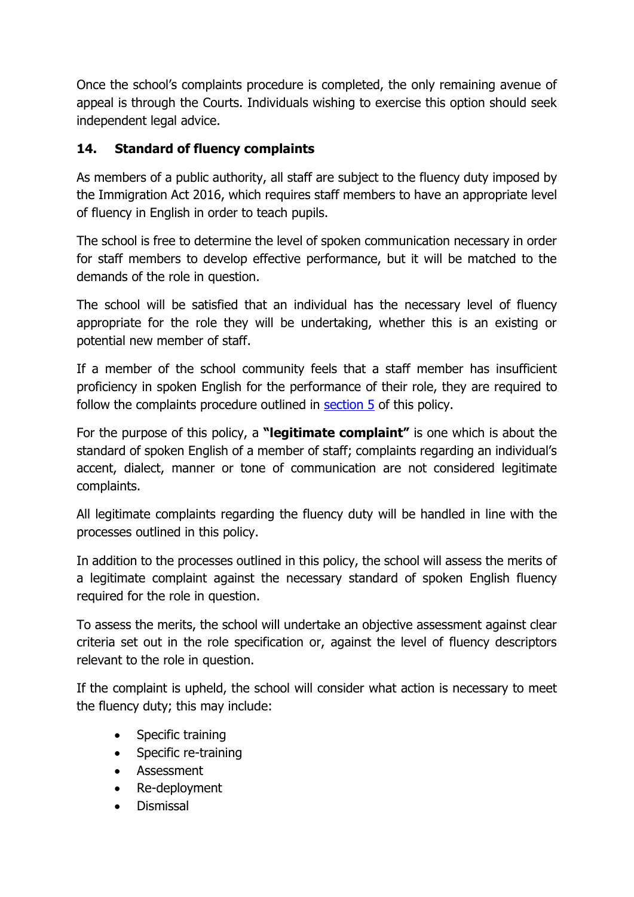Once the school's complaints procedure is completed, the only remaining avenue of appeal is through the Courts. Individuals wishing to exercise this option should seek independent legal advice.

## 14. Standard of fluency complaints

As members of a public authority, all staff are subject to the fluency duty imposed by the Immigration Act 2016, which requires staff members to have an appropriate level of fluency in English in order to teach pupils.

The school is free to determine the level of spoken communication necessary in order for staff members to develop effective performance, but it will be matched to the demands of the role in question.

The school will be satisfied that an individual has the necessary level of fluency appropriate for the role they will be undertaking, whether this is an existing or potential new member of staff.

If a member of the school community feels that a staff member has insufficient proficiency in spoken English for the performance of their role, they are required to follow the complaints procedure outlined in section 5 of this policy.

For the purpose of this policy, a **"legitimate complaint"** is one which is about the standard of spoken English of a member of staff; complaints regarding an individual's accent, dialect, manner or tone of communication are not considered legitimate complaints.

All legitimate complaints regarding the fluency duty will be handled in line with the processes outlined in this policy.

In addition to the processes outlined in this policy, the school will assess the merits of a legitimate complaint against the necessary standard of spoken English fluency required for the role in question.

To assess the merits, the school will undertake an objective assessment against clear criteria set out in the role specification or, against the level of fluency descriptors relevant to the role in question.

If the complaint is upheld, the school will consider what action is necessary to meet the fluency duty; this may include:

- Specific training
- Specific re-training
- Assessment
- Re-deployment
- Dismissal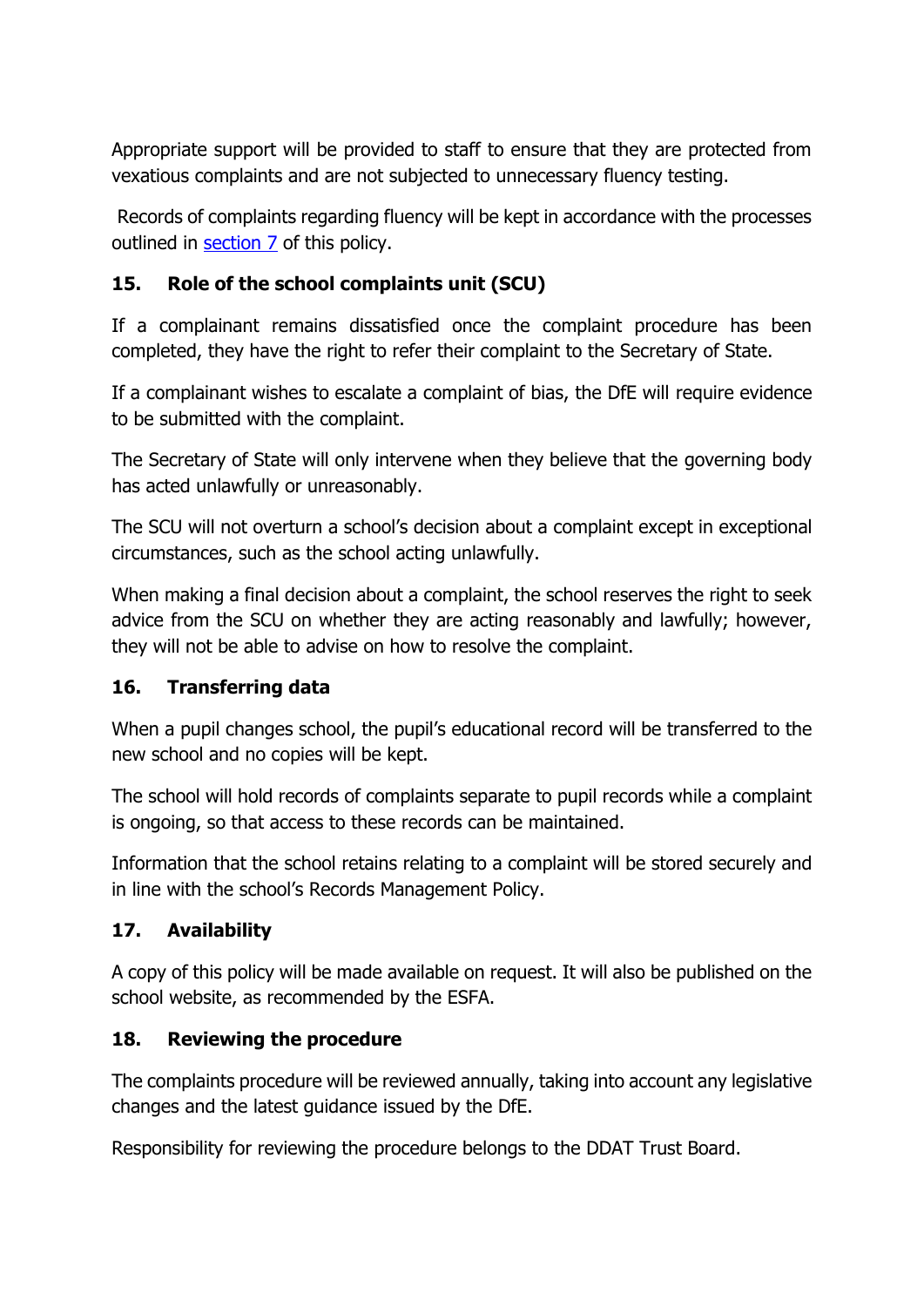Appropriate support will be provided to staff to ensure that they are protected from vexatious complaints and are not subjected to unnecessary fluency testing.

Records of complaints regarding fluency will be kept in accordance with the processes outlined in [section 7](#) of this policy.

## 15. Role of the school complaints unit (SCU)

If a complainant remains dissatisfied once the complaint procedure has been completed, they have the right to refer their complaint to the Secretary of State.

If a complainant wishes to escalate a complaint of bias, the DfE will require evidence to be submitted with the complaint.

The Secretary of State will only intervene when they believe that the governing body has acted unlawfully or unreasonably.

The SCU will not overturn a school's decision about a complaint except in exceptional circumstances, such as the school acting unlawfully.

When making a final decision about a complaint, the school reserves the right to seek advice from the SCU on whether they are acting reasonably and lawfully; however, they will not be able to advise on how to resolve the complaint.

## 16. Transferring data

When a pupil changes school, the pupil's educational record will be transferred to the new school and no copies will be kept.

The school will hold records of complaints separate to pupil records while a complaint is ongoing, so that access to these records can be maintained.

Information that the school retains relating to a complaint will be stored securely and in line with the school's Records Management Policy.

## 17. Availability

A copy of this policy will be made available on request. It will also be published on the school website, as recommended by the ESFA.

## 18. Reviewing the procedure

The complaints procedure will be reviewed annually, taking into account any legislative changes and the latest guidance issued by the DfE.

Responsibility for reviewing the procedure belongs to the DDAT Trust Board.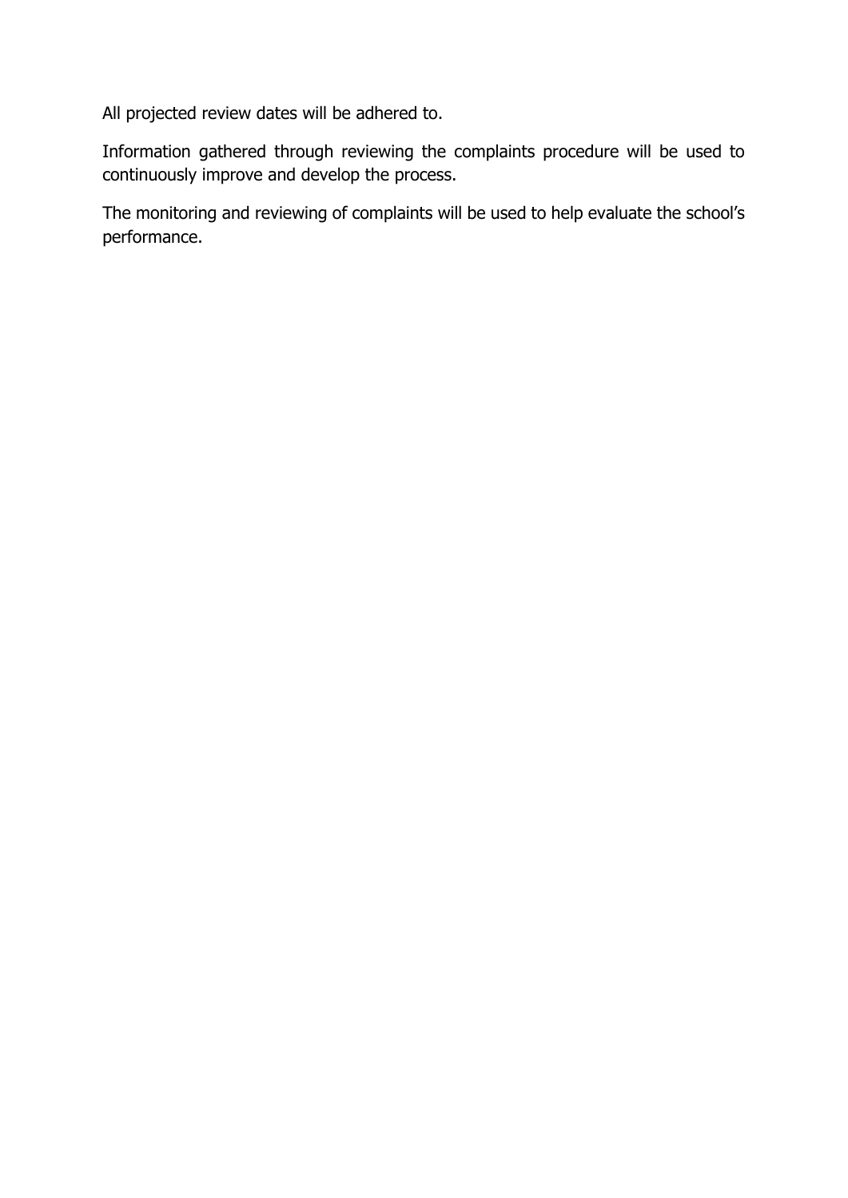All projected review dates will be adhered to.

Information gathered through reviewing the complaints procedure will be used to continuously improve and develop the process.

The monitoring and reviewing of complaints will be used to help evaluate the school's performance.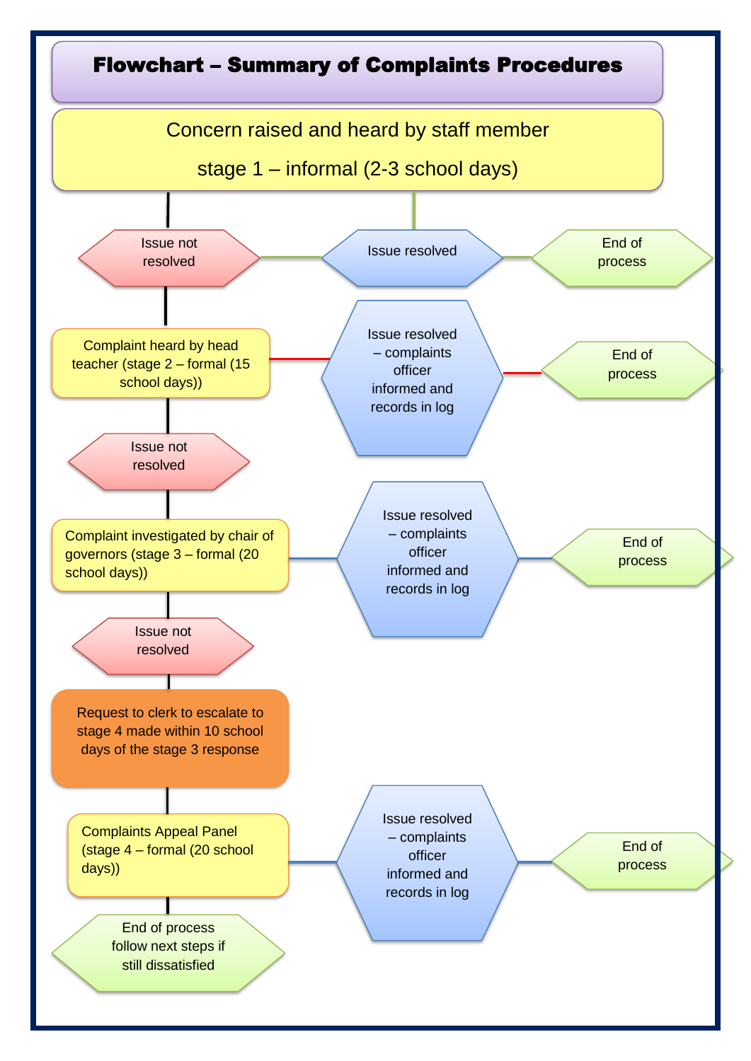# Flowchart – Summary of Complaints Procedures

**Concern raised and heard by staff member**
**stage 1 – informal (2-3 school days)**

- Issue resolved → End of process
- Issue not resolved ↓

**Complaint heard by head teacher (stage 2 – formal (15 school days))**

- Issue resolved – complaints officer informed and records in log → End of process
- Issue not resolved ↓

**Complaint investigated by chair of governors (stage 3 – formal (20 school days))**

- Issue resolved – complaints officer informed and records in log → End of process
- Issue not resolved ↓

**Request to clerk to escalate to stage 4 made within 10 school days of the stage 3 response**

↓

**Complaints Appeal Panel (stage 4 – formal (20 school days))**

- Issue resolved – complaints officer informed and records in log → End of process
- End of process follow next steps if still dissatisfied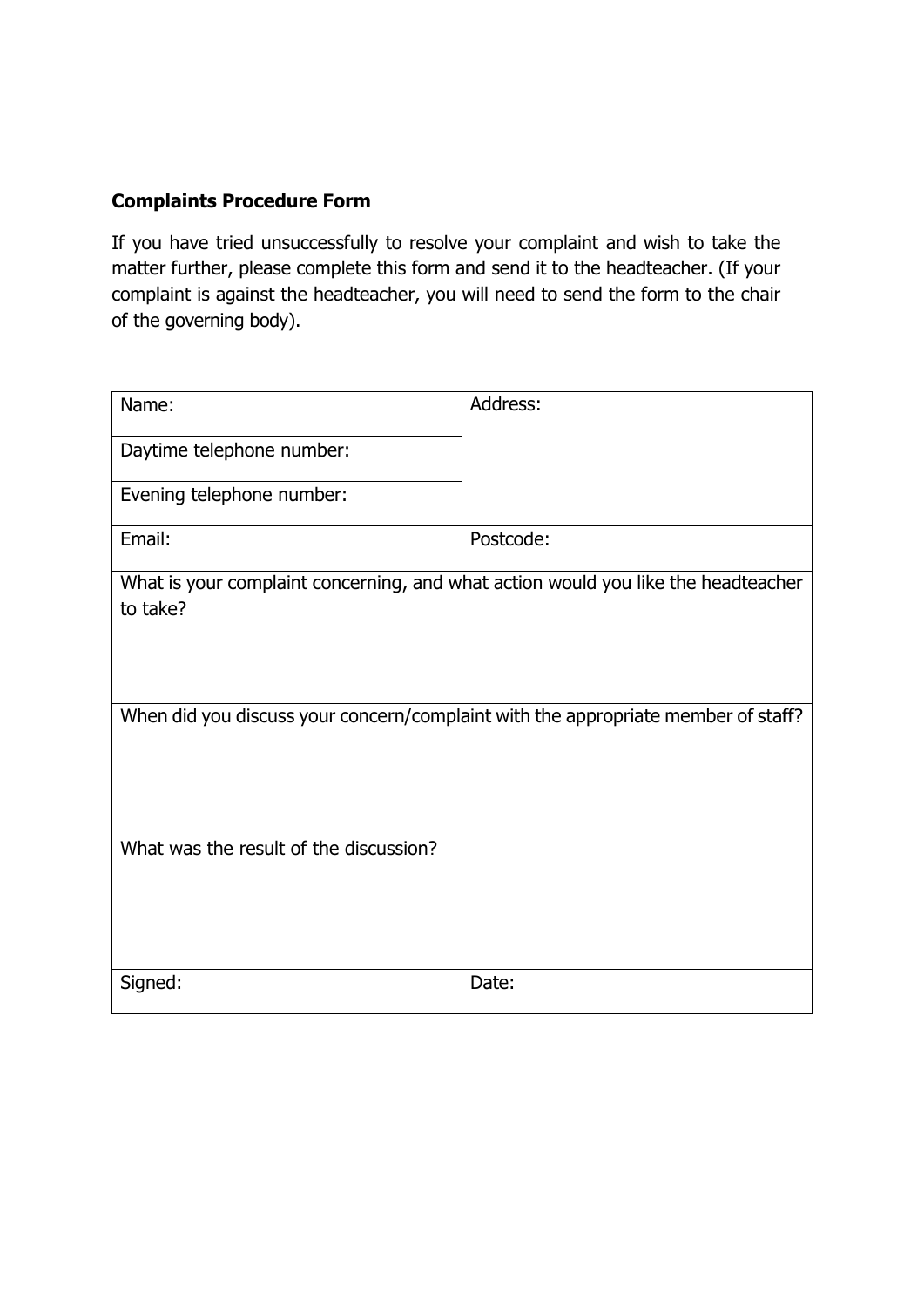**Complaints Procedure Form**

If you have tried unsuccessfully to resolve your complaint and wish to take the matter further, please complete this form and send it to the headteacher. (If your complaint is against the headteacher, you will need to send the form to the chair of the governing body).

| | |
|---|---|
| Name: | Address: |
| Daytime telephone number: | |
| Evening telephone number: | |
| Email: | Postcode: |
| What is your complaint concerning, and what action would you like the headteacher to take? | |
| When did you discuss your concern/complaint with the appropriate member of staff? | |
| What was the result of the discussion? | |
| Signed: | Date: |